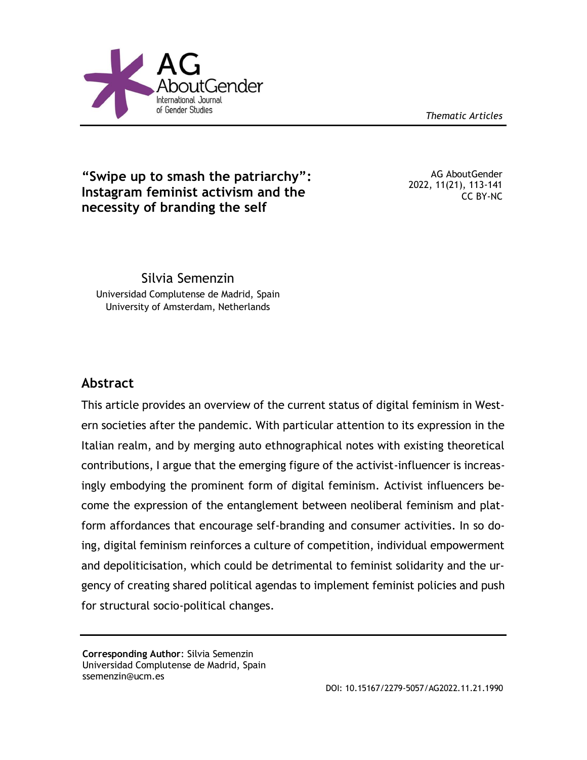*Thematic Articles*

# "Swipe up to smash the patriarchy": Instagram feminist activism and the necessity of branding the self

AG AboutGender
2022, 11(21), 113-141
CC BY-NC

Silvia Semenzin
Universidad Complutense de Madrid, Spain
University of Amsterdam, Netherlands

## Abstract

This article provides an overview of the current status of digital feminism in Western societies after the pandemic. With particular attention to its expression in the Italian realm, and by merging auto ethnographical notes with existing theoretical contributions, I argue that the emerging figure of the activist-influencer is increasingly embodying the prominent form of digital feminism. Activist influencers become the expression of the entanglement between neoliberal feminism and platform affordances that encourage self-branding and consumer activities. In so doing, digital feminism reinforces a culture of competition, individual empowerment and depoliticisation, which could be detrimental to feminist solidarity and the urgency of creating shared political agendas to implement feminist policies and push for structural socio-political changes.

**Corresponding Author**: Silvia Semenzin
Universidad Complutense de Madrid, Spain
ssemenzin@ucm.es

DOI: 10.15167/2279-5057/AG2022.11.21.1990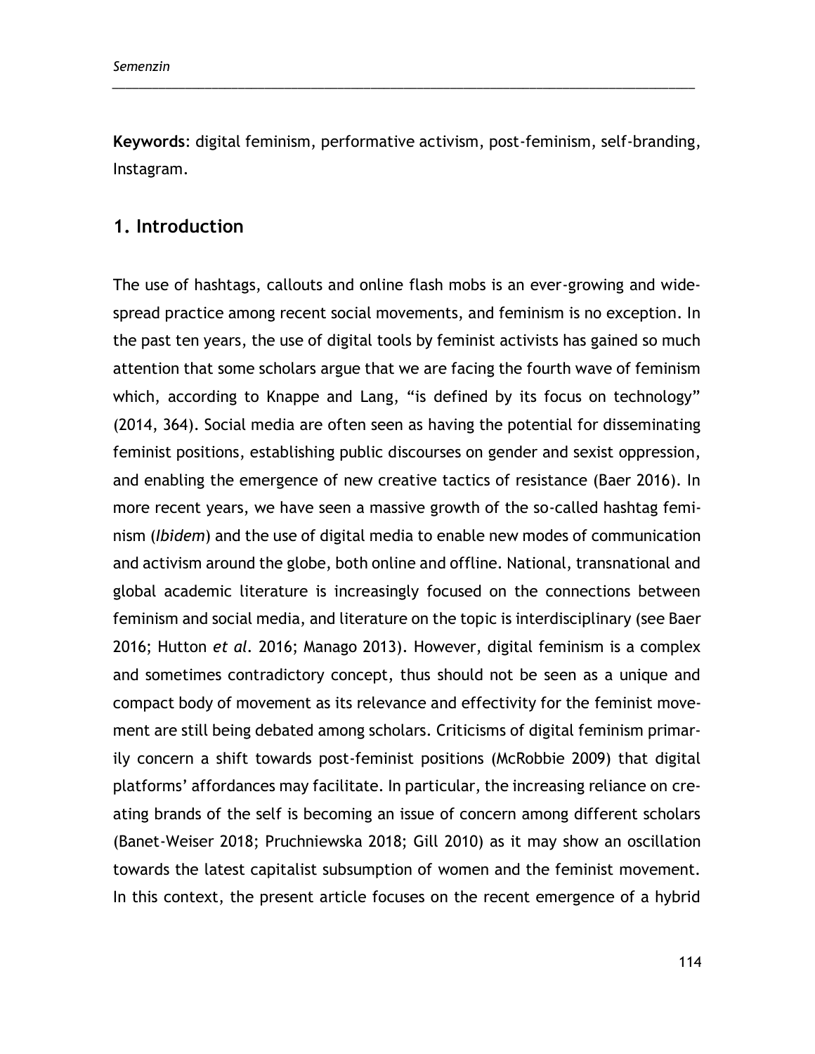**Keywords**: digital feminism, performative activism, post-feminism, self-branding, Instagram.

## 1. Introduction

The use of hashtags, callouts and online flash mobs is an ever-growing and widespread practice among recent social movements, and feminism is no exception. In the past ten years, the use of digital tools by feminist activists has gained so much attention that some scholars argue that we are facing the fourth wave of feminism which, according to Knappe and Lang, "is defined by its focus on technology" (2014, 364). Social media are often seen as having the potential for disseminating feminist positions, establishing public discourses on gender and sexist oppression, and enabling the emergence of new creative tactics of resistance (Baer 2016). In more recent years, we have seen a massive growth of the so-called hashtag feminism (*Ibidem*) and the use of digital media to enable new modes of communication and activism around the globe, both online and offline. National, transnational and global academic literature is increasingly focused on the connections between feminism and social media, and literature on the topic is interdisciplinary (see Baer 2016; Hutton *et al.* 2016; Manago 2013). However, digital feminism is a complex and sometimes contradictory concept, thus should not be seen as a unique and compact body of movement as its relevance and effectivity for the feminist movement are still being debated among scholars. Criticisms of digital feminism primarily concern a shift towards post-feminist positions (McRobbie 2009) that digital platforms' affordances may facilitate. In particular, the increasing reliance on creating brands of the self is becoming an issue of concern among different scholars (Banet-Weiser 2018; Pruchniewska 2018; Gill 2010) as it may show an oscillation towards the latest capitalist subsumption of women and the feminist movement. In this context, the present article focuses on the recent emergence of a hybrid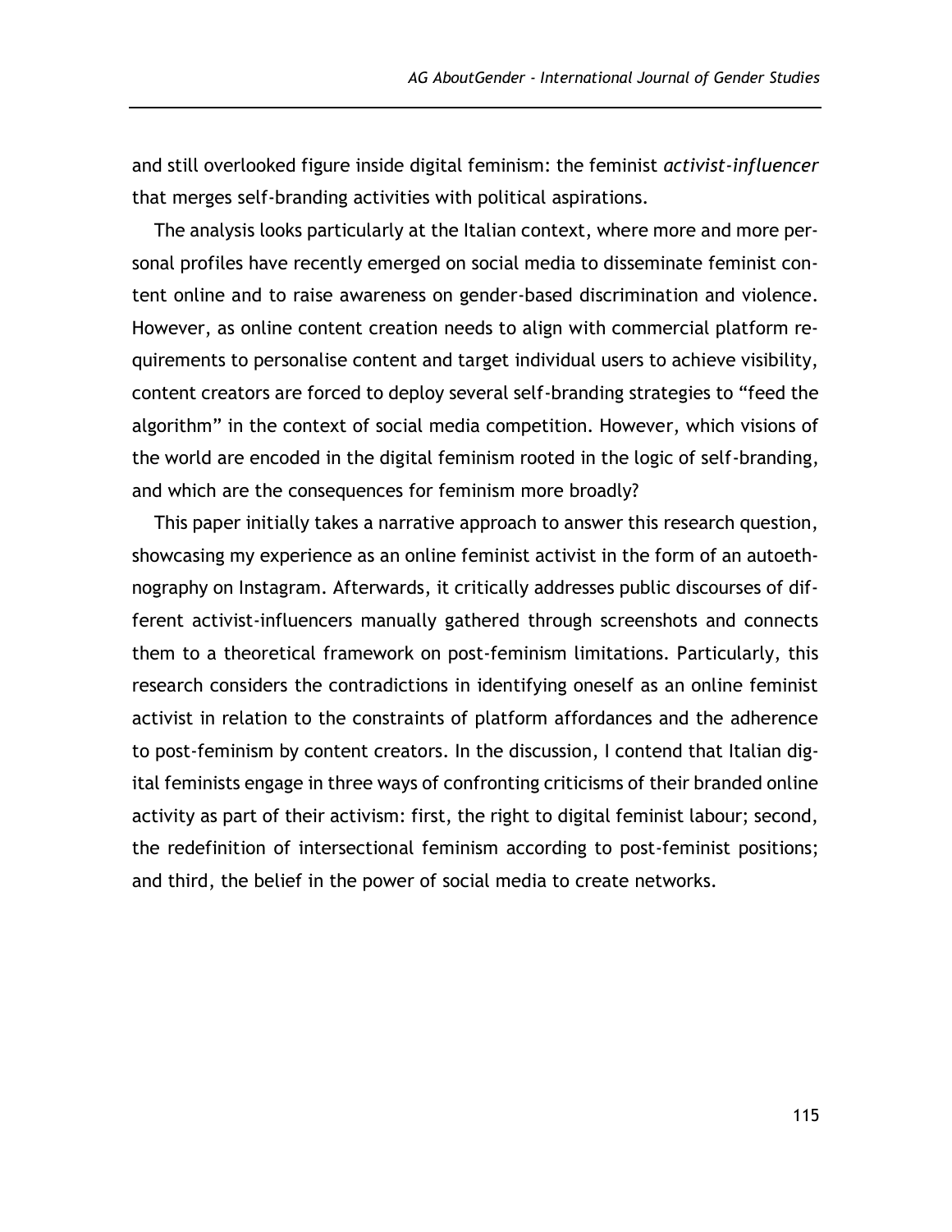and still overlooked figure inside digital feminism: the feminist *activist-influencer* that merges self-branding activities with political aspirations.

The analysis looks particularly at the Italian context, where more and more personal profiles have recently emerged on social media to disseminate feminist content online and to raise awareness on gender-based discrimination and violence. However, as online content creation needs to align with commercial platform requirements to personalise content and target individual users to achieve visibility, content creators are forced to deploy several self-branding strategies to "feed the algorithm" in the context of social media competition. However, which visions of the world are encoded in the digital feminism rooted in the logic of self-branding, and which are the consequences for feminism more broadly?

This paper initially takes a narrative approach to answer this research question, showcasing my experience as an online feminist activist in the form of an autoethnography on Instagram. Afterwards, it critically addresses public discourses of different activist-influencers manually gathered through screenshots and connects them to a theoretical framework on post-feminism limitations. Particularly, this research considers the contradictions in identifying oneself as an online feminist activist in relation to the constraints of platform affordances and the adherence to post-feminism by content creators. In the discussion, I contend that Italian digital feminists engage in three ways of confronting criticisms of their branded online activity as part of their activism: first, the right to digital feminist labour; second, the redefinition of intersectional feminism according to post-feminist positions; and third, the belief in the power of social media to create networks.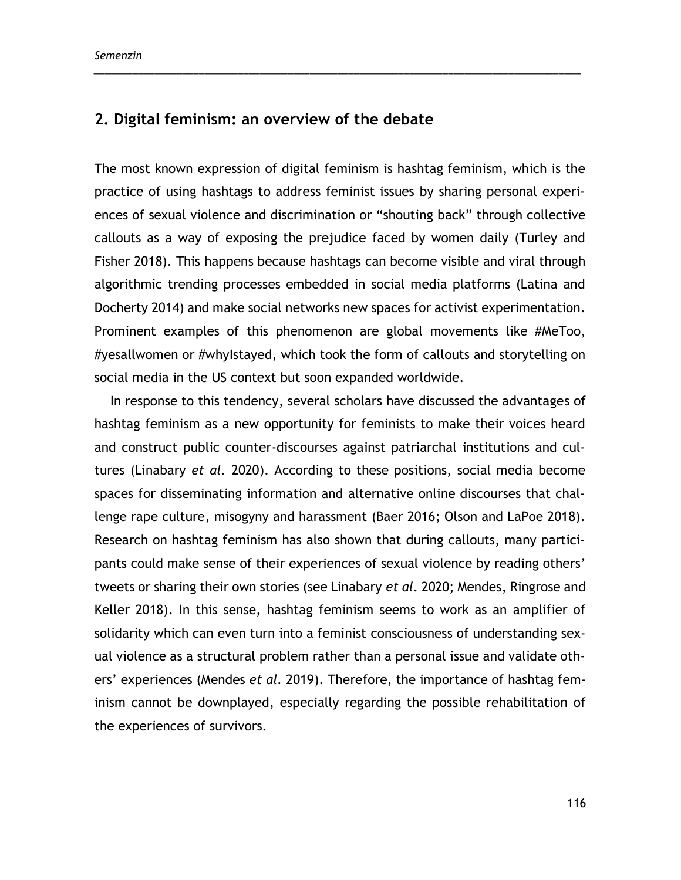## 2. Digital feminism: an overview of the debate

The most known expression of digital feminism is hashtag feminism, which is the practice of using hashtags to address feminist issues by sharing personal experiences of sexual violence and discrimination or "shouting back" through collective callouts as a way of exposing the prejudice faced by women daily (Turley and Fisher 2018). This happens because hashtags can become visible and viral through algorithmic trending processes embedded in social media platforms (Latina and Docherty 2014) and make social networks new spaces for activist experimentation. Prominent examples of this phenomenon are global movements like #MeToo, #yesallwomen or #whyIstayed, which took the form of callouts and storytelling on social media in the US context but soon expanded worldwide.

In response to this tendency, several scholars have discussed the advantages of hashtag feminism as a new opportunity for feminists to make their voices heard and construct public counter-discourses against patriarchal institutions and cultures (Linabary *et al.* 2020). According to these positions, social media become spaces for disseminating information and alternative online discourses that challenge rape culture, misogyny and harassment (Baer 2016; Olson and LaPoe 2018). Research on hashtag feminism has also shown that during callouts, many participants could make sense of their experiences of sexual violence by reading others' tweets or sharing their own stories (see Linabary *et al.* 2020; Mendes, Ringrose and Keller 2018). In this sense, hashtag feminism seems to work as an amplifier of solidarity which can even turn into a feminist consciousness of understanding sexual violence as a structural problem rather than a personal issue and validate others' experiences (Mendes *et al.* 2019). Therefore, the importance of hashtag feminism cannot be downplayed, especially regarding the possible rehabilitation of the experiences of survivors.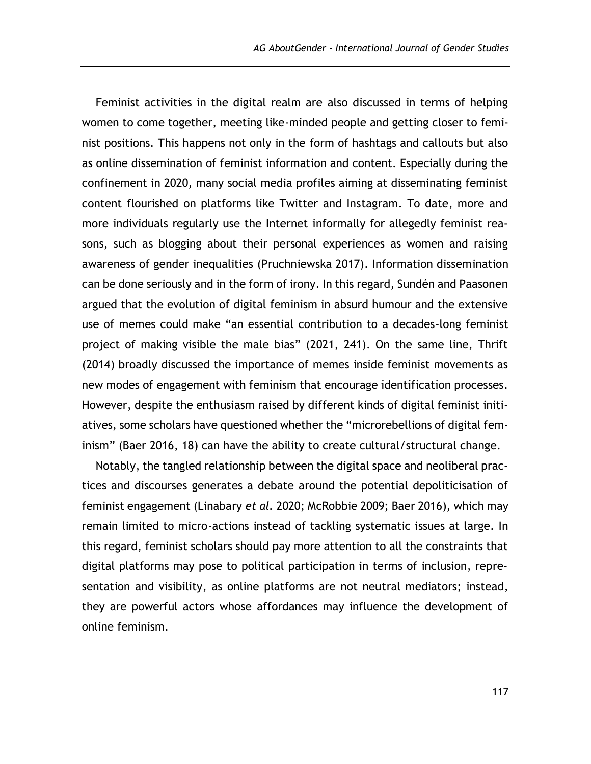Feminist activities in the digital realm are also discussed in terms of helping women to come together, meeting like-minded people and getting closer to feminist positions. This happens not only in the form of hashtags and callouts but also as online dissemination of feminist information and content. Especially during the confinement in 2020, many social media profiles aiming at disseminating feminist content flourished on platforms like Twitter and Instagram. To date, more and more individuals regularly use the Internet informally for allegedly feminist reasons, such as blogging about their personal experiences as women and raising awareness of gender inequalities (Pruchniewska 2017). Information dissemination can be done seriously and in the form of irony. In this regard, Sundén and Paasonen argued that the evolution of digital feminism in absurd humour and the extensive use of memes could make "an essential contribution to a decades-long feminist project of making visible the male bias" (2021, 241). On the same line, Thrift (2014) broadly discussed the importance of memes inside feminist movements as new modes of engagement with feminism that encourage identification processes. However, despite the enthusiasm raised by different kinds of digital feminist initiatives, some scholars have questioned whether the "microrebellions of digital feminism" (Baer 2016, 18) can have the ability to create cultural/structural change.

Notably, the tangled relationship between the digital space and neoliberal practices and discourses generates a debate around the potential depoliticisation of feminist engagement (Linabary *et al.* 2020; McRobbie 2009; Baer 2016), which may remain limited to micro-actions instead of tackling systematic issues at large. In this regard, feminist scholars should pay more attention to all the constraints that digital platforms may pose to political participation in terms of inclusion, representation and visibility, as online platforms are not neutral mediators; instead, they are powerful actors whose affordances may influence the development of online feminism.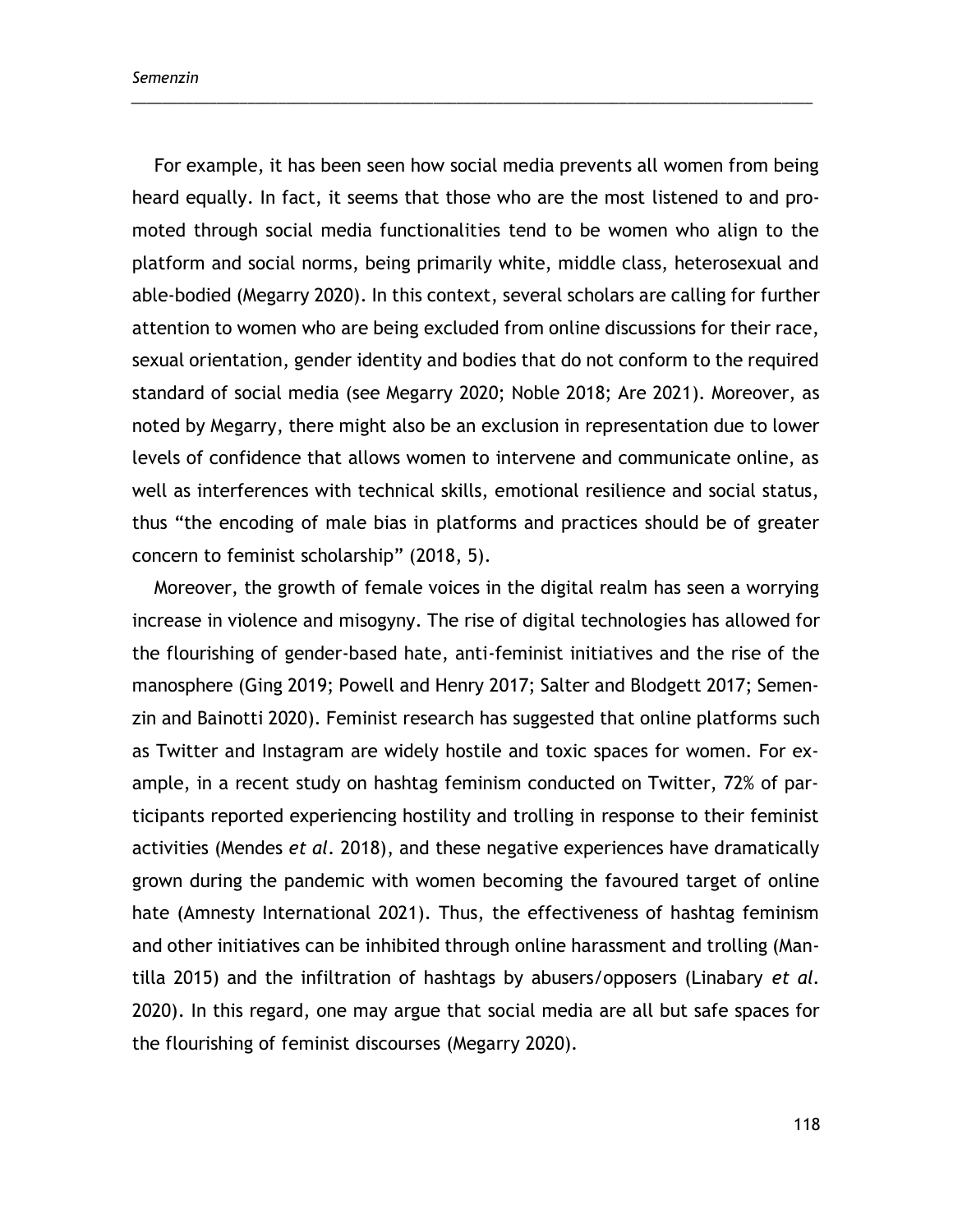For example, it has been seen how social media prevents all women from being heard equally. In fact, it seems that those who are the most listened to and promoted through social media functionalities tend to be women who align to the platform and social norms, being primarily white, middle class, heterosexual and able-bodied (Megarry 2020). In this context, several scholars are calling for further attention to women who are being excluded from online discussions for their race, sexual orientation, gender identity and bodies that do not conform to the required standard of social media (see Megarry 2020; Noble 2018; Are 2021). Moreover, as noted by Megarry, there might also be an exclusion in representation due to lower levels of confidence that allows women to intervene and communicate online, as well as interferences with technical skills, emotional resilience and social status, thus "the encoding of male bias in platforms and practices should be of greater concern to feminist scholarship" (2018, 5).

Moreover, the growth of female voices in the digital realm has seen a worrying increase in violence and misogyny. The rise of digital technologies has allowed for the flourishing of gender-based hate, anti-feminist initiatives and the rise of the manosphere (Ging 2019; Powell and Henry 2017; Salter and Blodgett 2017; Semenzin and Bainotti 2020). Feminist research has suggested that online platforms such as Twitter and Instagram are widely hostile and toxic spaces for women. For example, in a recent study on hashtag feminism conducted on Twitter, 72% of participants reported experiencing hostility and trolling in response to their feminist activities (Mendes *et al*. 2018), and these negative experiences have dramatically grown during the pandemic with women becoming the favoured target of online hate (Amnesty International 2021). Thus, the effectiveness of hashtag feminism and other initiatives can be inhibited through online harassment and trolling (Mantilla 2015) and the infiltration of hashtags by abusers/opposers (Linabary *et al*. 2020). In this regard, one may argue that social media are all but safe spaces for the flourishing of feminist discourses (Megarry 2020).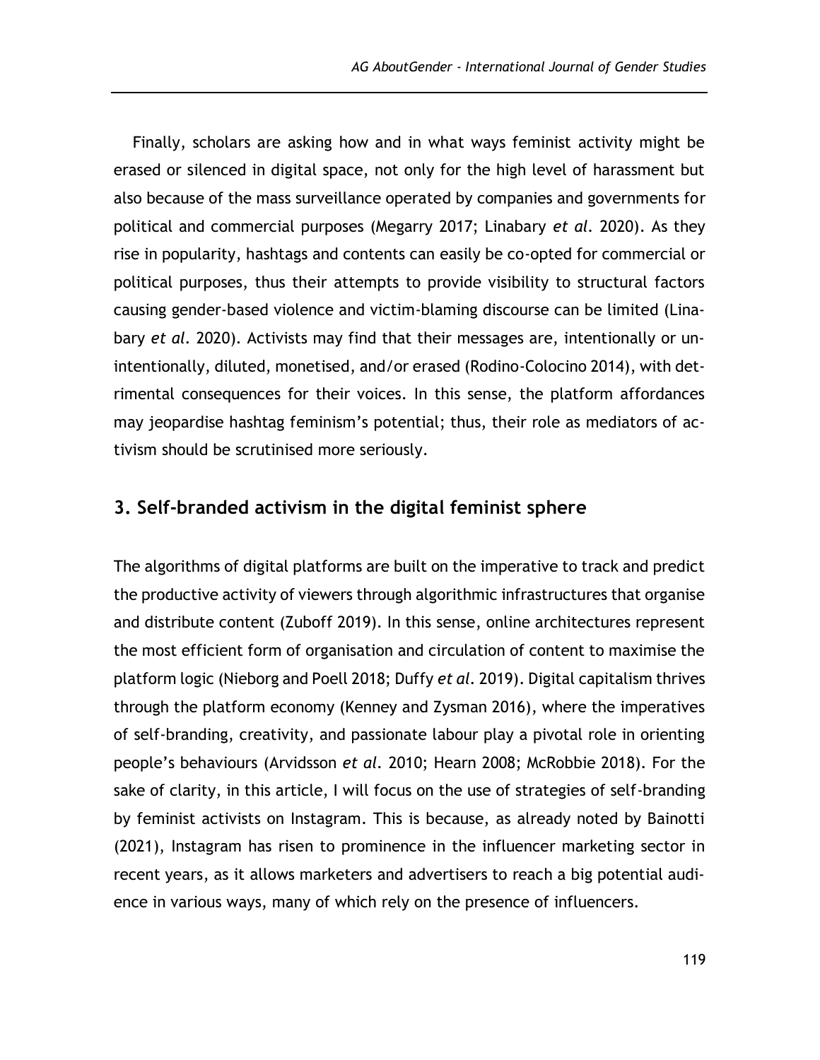Finally, scholars are asking how and in what ways feminist activity might be erased or silenced in digital space, not only for the high level of harassment but also because of the mass surveillance operated by companies and governments for political and commercial purposes (Megarry 2017; Linabary *et al.* 2020). As they rise in popularity, hashtags and contents can easily be co-opted for commercial or political purposes, thus their attempts to provide visibility to structural factors causing gender-based violence and victim-blaming discourse can be limited (Linabary *et al.* 2020). Activists may find that their messages are, intentionally or unintentionally, diluted, monetised, and/or erased (Rodino-Colocino 2014), with detrimental consequences for their voices. In this sense, the platform affordances may jeopardise hashtag feminism's potential; thus, their role as mediators of activism should be scrutinised more seriously.

## 3. Self-branded activism in the digital feminist sphere

The algorithms of digital platforms are built on the imperative to track and predict the productive activity of viewers through algorithmic infrastructures that organise and distribute content (Zuboff 2019). In this sense, online architectures represent the most efficient form of organisation and circulation of content to maximise the platform logic (Nieborg and Poell 2018; Duffy *et al.* 2019). Digital capitalism thrives through the platform economy (Kenney and Zysman 2016), where the imperatives of self-branding, creativity, and passionate labour play a pivotal role in orienting people's behaviours (Arvidsson *et al.* 2010; Hearn 2008; McRobbie 2018). For the sake of clarity, in this article, I will focus on the use of strategies of self-branding by feminist activists on Instagram. This is because, as already noted by Bainotti (2021), Instagram has risen to prominence in the influencer marketing sector in recent years, as it allows marketers and advertisers to reach a big potential audience in various ways, many of which rely on the presence of influencers.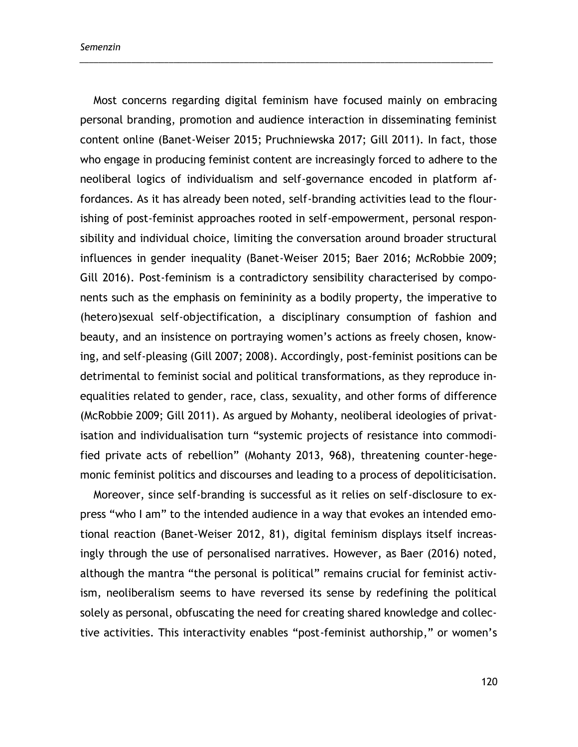Most concerns regarding digital feminism have focused mainly on embracing personal branding, promotion and audience interaction in disseminating feminist content online (Banet-Weiser 2015; Pruchniewska 2017; Gill 2011). In fact, those who engage in producing feminist content are increasingly forced to adhere to the neoliberal logics of individualism and self-governance encoded in platform affordances. As it has already been noted, self-branding activities lead to the flourishing of post-feminist approaches rooted in self-empowerment, personal responsibility and individual choice, limiting the conversation around broader structural influences in gender inequality (Banet-Weiser 2015; Baer 2016; McRobbie 2009; Gill 2016). Post-feminism is a contradictory sensibility characterised by components such as the emphasis on femininity as a bodily property, the imperative to (hetero)sexual self-objectification, a disciplinary consumption of fashion and beauty, and an insistence on portraying women's actions as freely chosen, knowing, and self-pleasing (Gill 2007; 2008). Accordingly, post-feminist positions can be detrimental to feminist social and political transformations, as they reproduce inequalities related to gender, race, class, sexuality, and other forms of difference (McRobbie 2009; Gill 2011). As argued by Mohanty, neoliberal ideologies of privatisation and individualisation turn "systemic projects of resistance into commodified private acts of rebellion" (Mohanty 2013, 968), threatening counter-hegemonic feminist politics and discourses and leading to a process of depoliticisation.

Moreover, since self-branding is successful as it relies on self-disclosure to express "who I am" to the intended audience in a way that evokes an intended emotional reaction (Banet-Weiser 2012, 81), digital feminism displays itself increasingly through the use of personalised narratives. However, as Baer (2016) noted, although the mantra "the personal is political" remains crucial for feminist activism, neoliberalism seems to have reversed its sense by redefining the political solely as personal, obfuscating the need for creating shared knowledge and collective activities. This interactivity enables "post-feminist authorship," or women's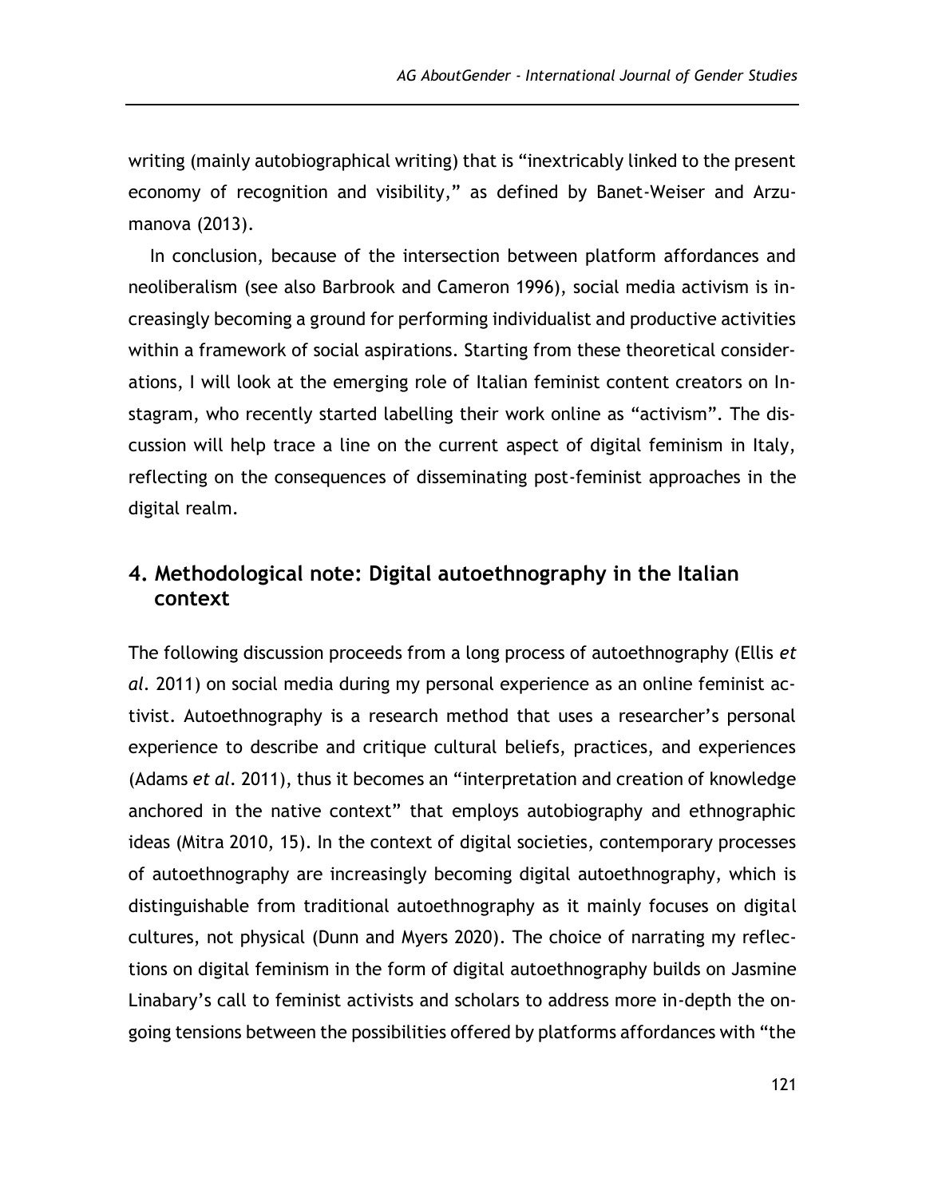writing (mainly autobiographical writing) that is "inextricably linked to the present economy of recognition and visibility," as defined by Banet-Weiser and Arzumanova (2013).

In conclusion, because of the intersection between platform affordances and neoliberalism (see also Barbrook and Cameron 1996), social media activism is increasingly becoming a ground for performing individualist and productive activities within a framework of social aspirations. Starting from these theoretical considerations, I will look at the emerging role of Italian feminist content creators on Instagram, who recently started labelling their work online as "activism". The discussion will help trace a line on the current aspect of digital feminism in Italy, reflecting on the consequences of disseminating post-feminist approaches in the digital realm.

## 4. Methodological note: Digital autoethnography in the Italian context

The following discussion proceeds from a long process of autoethnography (Ellis *et al.* 2011) on social media during my personal experience as an online feminist activist. Autoethnography is a research method that uses a researcher's personal experience to describe and critique cultural beliefs, practices, and experiences (Adams *et al.* 2011), thus it becomes an "interpretation and creation of knowledge anchored in the native context" that employs autobiography and ethnographic ideas (Mitra 2010, 15). In the context of digital societies, contemporary processes of autoethnography are increasingly becoming digital autoethnography, which is distinguishable from traditional autoethnography as it mainly focuses on digital cultures, not physical (Dunn and Myers 2020). The choice of narrating my reflections on digital feminism in the form of digital autoethnography builds on Jasmine Linabary's call to feminist activists and scholars to address more in-depth the ongoing tensions between the possibilities offered by platforms affordances with "the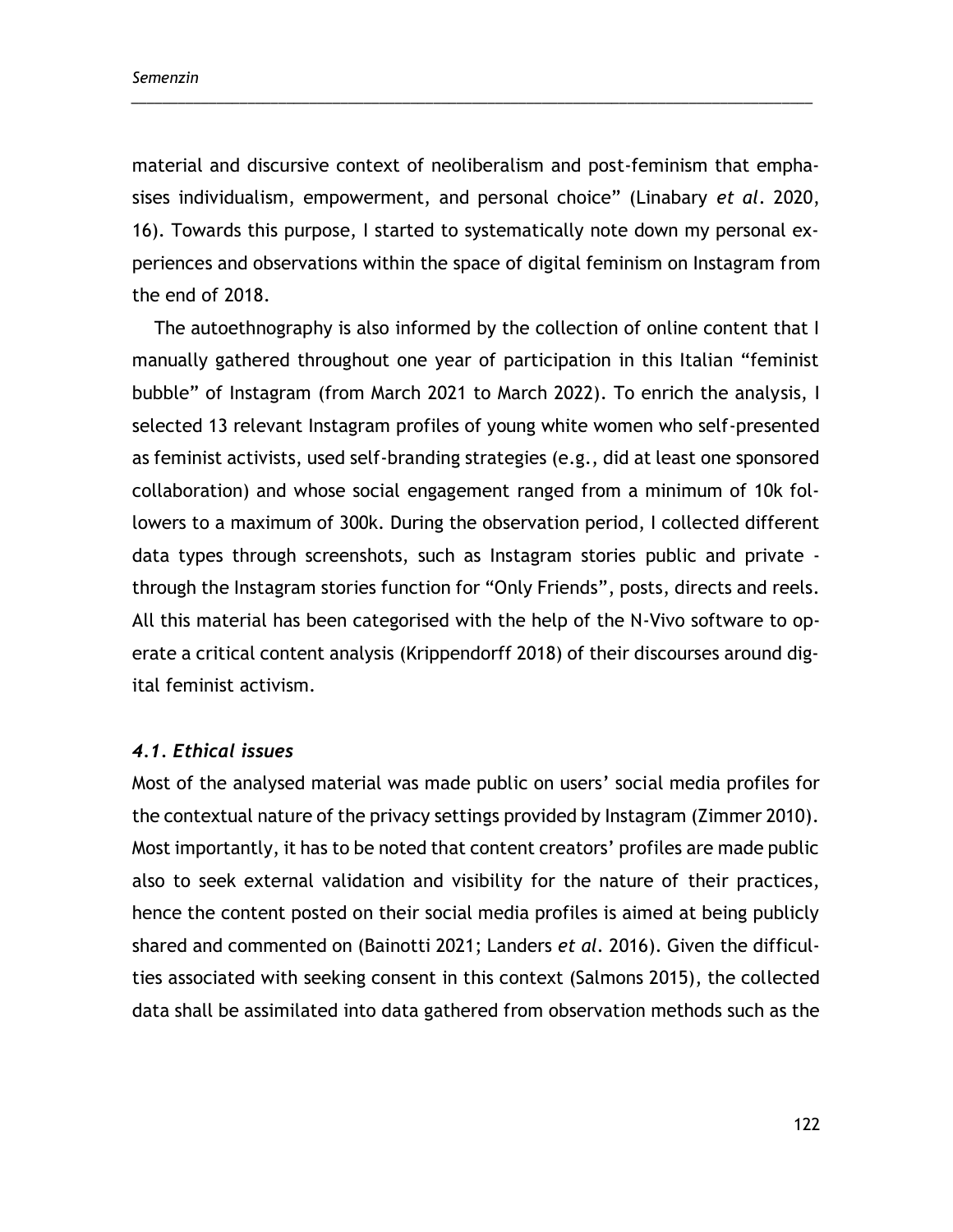material and discursive context of neoliberalism and post-feminism that emphasises individualism, empowerment, and personal choice" (Linabary *et al*. 2020, 16). Towards this purpose, I started to systematically note down my personal experiences and observations within the space of digital feminism on Instagram from the end of 2018.

The autoethnography is also informed by the collection of online content that I manually gathered throughout one year of participation in this Italian "feminist bubble" of Instagram (from March 2021 to March 2022). To enrich the analysis, I selected 13 relevant Instagram profiles of young white women who self-presented as feminist activists, used self-branding strategies (e.g., did at least one sponsored collaboration) and whose social engagement ranged from a minimum of 10k followers to a maximum of 300k. During the observation period, I collected different data types through screenshots, such as Instagram stories public and private - through the Instagram stories function for "Only Friends", posts, directs and reels. All this material has been categorised with the help of the N-Vivo software to operate a critical content analysis (Krippendorff 2018) of their discourses around digital feminist activism.

### *4.1. Ethical issues*

Most of the analysed material was made public on users' social media profiles for the contextual nature of the privacy settings provided by Instagram (Zimmer 2010). Most importantly, it has to be noted that content creators' profiles are made public also to seek external validation and visibility for the nature of their practices, hence the content posted on their social media profiles is aimed at being publicly shared and commented on (Bainotti 2021; Landers *et al*. 2016). Given the difficulties associated with seeking consent in this context (Salmons 2015), the collected data shall be assimilated into data gathered from observation methods such as the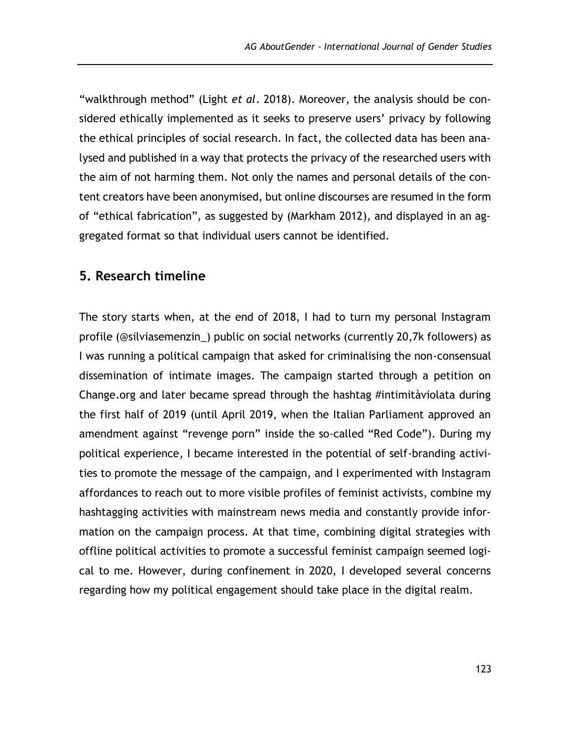"walkthrough method" (Light *et al*. 2018). Moreover, the analysis should be considered ethically implemented as it seeks to preserve users' privacy by following the ethical principles of social research. In fact, the collected data has been analysed and published in a way that protects the privacy of the researched users with the aim of not harming them. Not only the names and personal details of the content creators have been anonymised, but online discourses are resumed in the form of "ethical fabrication", as suggested by (Markham 2012), and displayed in an aggregated format so that individual users cannot be identified.

## 5. Research timeline

The story starts when, at the end of 2018, I had to turn my personal Instagram profile (@silviasemenzin_) public on social networks (currently 20,7k followers) as I was running a political campaign that asked for criminalising the non-consensual dissemination of intimate images. The campaign started through a petition on Change.org and later became spread through the hashtag #intimitàviolata during the first half of 2019 (until April 2019, when the Italian Parliament approved an amendment against "revenge porn" inside the so-called "Red Code"). During my political experience, I became interested in the potential of self-branding activities to promote the message of the campaign, and I experimented with Instagram affordances to reach out to more visible profiles of feminist activists, combine my hashtagging activities with mainstream news media and constantly provide information on the campaign process. At that time, combining digital strategies with offline political activities to promote a successful feminist campaign seemed logical to me. However, during confinement in 2020, I developed several concerns regarding how my political engagement should take place in the digital realm.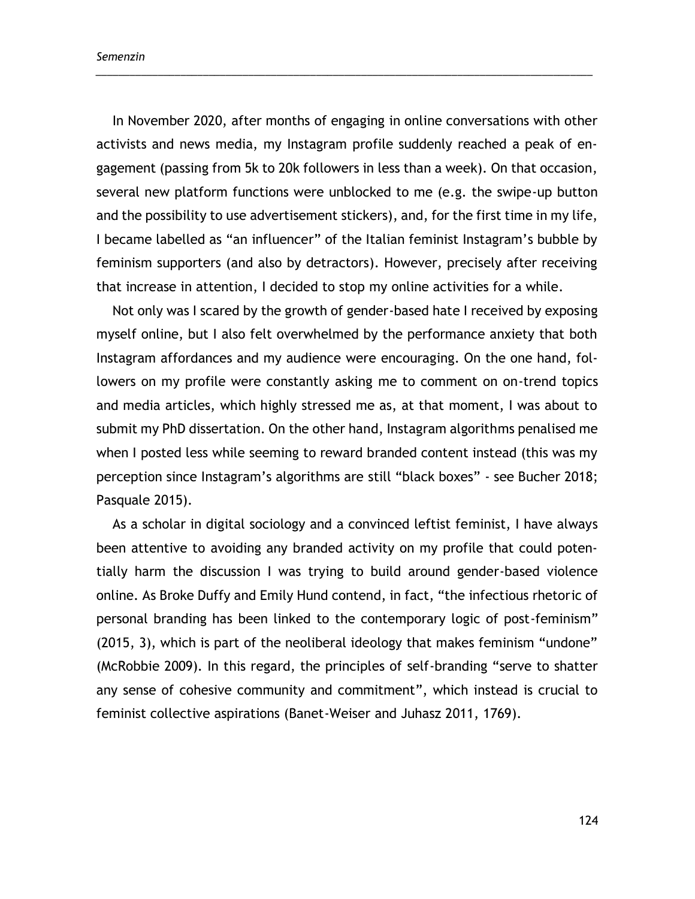In November 2020, after months of engaging in online conversations with other activists and news media, my Instagram profile suddenly reached a peak of engagement (passing from 5k to 20k followers in less than a week). On that occasion, several new platform functions were unblocked to me (e.g. the swipe-up button and the possibility to use advertisement stickers), and, for the first time in my life, I became labelled as "an influencer" of the Italian feminist Instagram's bubble by feminism supporters (and also by detractors). However, precisely after receiving that increase in attention, I decided to stop my online activities for a while.

Not only was I scared by the growth of gender-based hate I received by exposing myself online, but I also felt overwhelmed by the performance anxiety that both Instagram affordances and my audience were encouraging. On the one hand, followers on my profile were constantly asking me to comment on on-trend topics and media articles, which highly stressed me as, at that moment, I was about to submit my PhD dissertation. On the other hand, Instagram algorithms penalised me when I posted less while seeming to reward branded content instead (this was my perception since Instagram's algorithms are still "black boxes" - see Bucher 2018; Pasquale 2015).

As a scholar in digital sociology and a convinced leftist feminist, I have always been attentive to avoiding any branded activity on my profile that could potentially harm the discussion I was trying to build around gender-based violence online. As Broke Duffy and Emily Hund contend, in fact, "the infectious rhetoric of personal branding has been linked to the contemporary logic of post-feminism" (2015, 3), which is part of the neoliberal ideology that makes feminism "undone" (McRobbie 2009). In this regard, the principles of self-branding "serve to shatter any sense of cohesive community and commitment", which instead is crucial to feminist collective aspirations (Banet-Weiser and Juhasz 2011, 1769).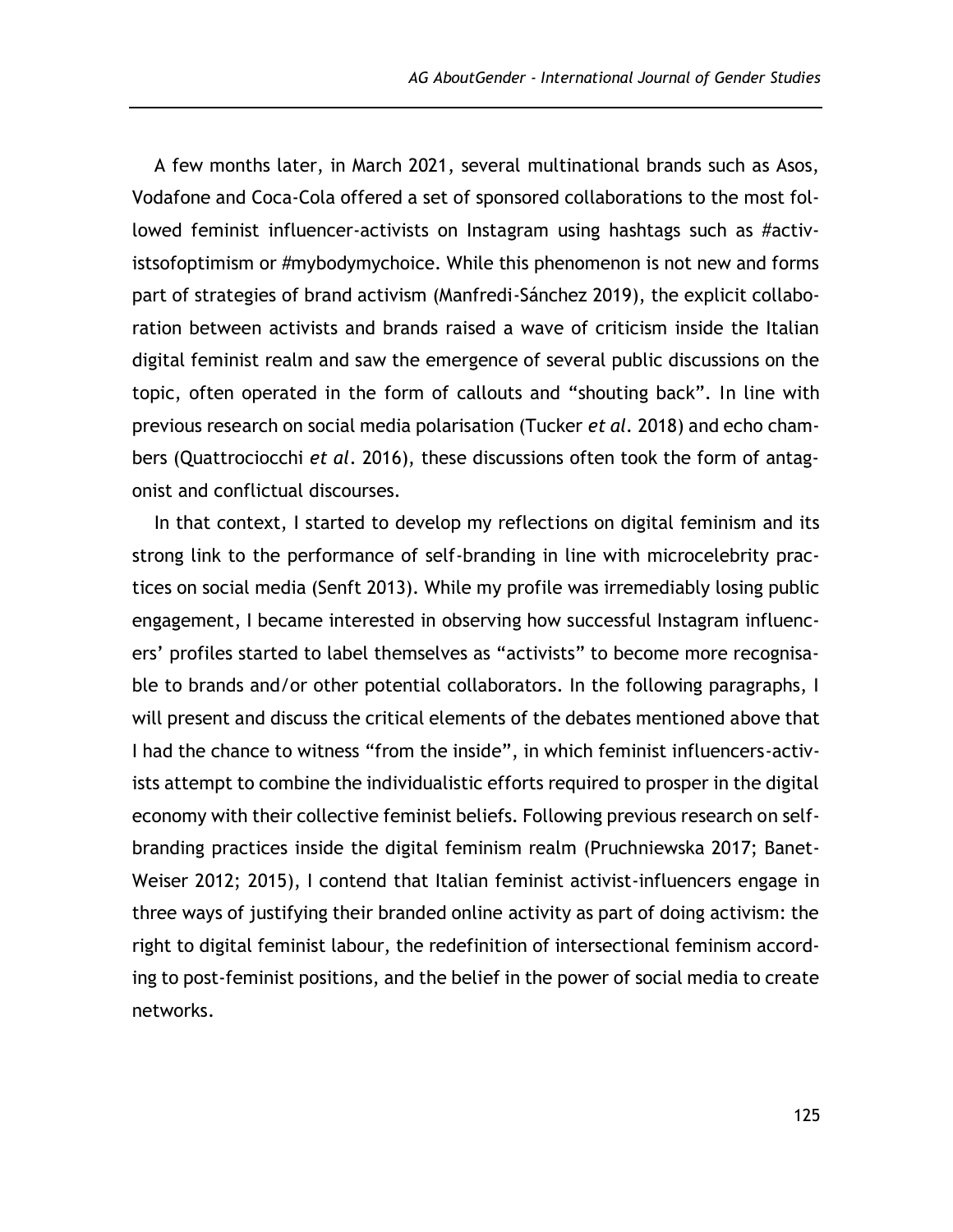A few months later, in March 2021, several multinational brands such as Asos, Vodafone and Coca-Cola offered a set of sponsored collaborations to the most followed feminist influencer-activists on Instagram using hashtags such as #activistsofoptimism or #mybodymychoice. While this phenomenon is not new and forms part of strategies of brand activism (Manfredi-Sánchez 2019), the explicit collaboration between activists and brands raised a wave of criticism inside the Italian digital feminist realm and saw the emergence of several public discussions on the topic, often operated in the form of callouts and "shouting back". In line with previous research on social media polarisation (Tucker *et al*. 2018) and echo chambers (Quattrociocchi *et al*. 2016), these discussions often took the form of antagonist and conflictual discourses.

In that context, I started to develop my reflections on digital feminism and its strong link to the performance of self-branding in line with microcelebrity practices on social media (Senft 2013). While my profile was irremediably losing public engagement, I became interested in observing how successful Instagram influencers' profiles started to label themselves as "activists" to become more recognisable to brands and/or other potential collaborators. In the following paragraphs, I will present and discuss the critical elements of the debates mentioned above that I had the chance to witness "from the inside", in which feminist influencers-activists attempt to combine the individualistic efforts required to prosper in the digital economy with their collective feminist beliefs. Following previous research on self-branding practices inside the digital feminism realm (Pruchniewska 2017; Banet-Weiser 2012; 2015), I contend that Italian feminist activist-influencers engage in three ways of justifying their branded online activity as part of doing activism: the right to digital feminist labour, the redefinition of intersectional feminism according to post-feminist positions, and the belief in the power of social media to create networks.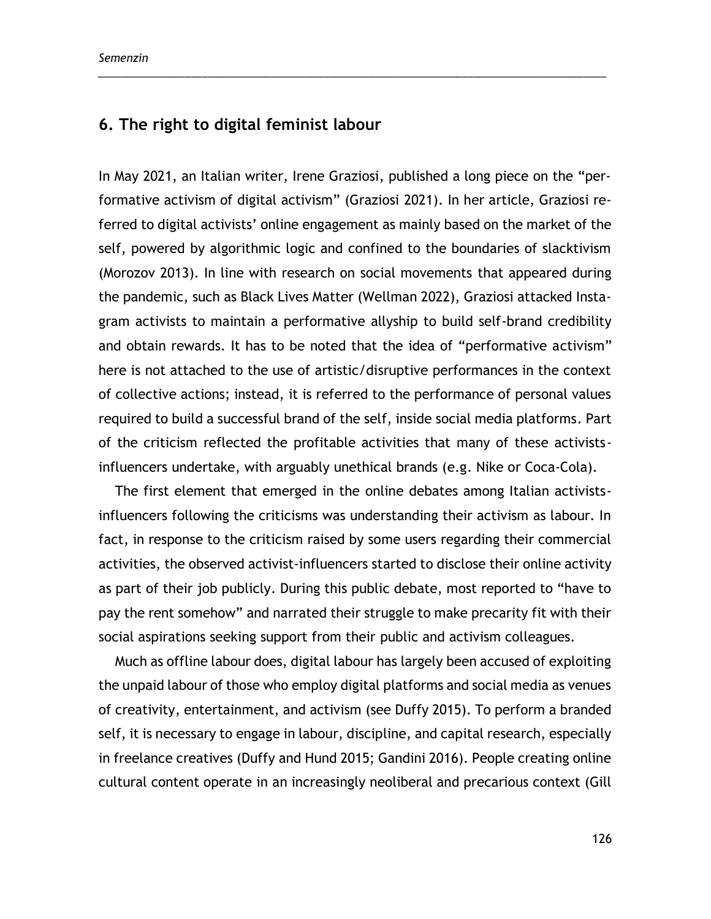## 6. The right to digital feminist labour

In May 2021, an Italian writer, Irene Graziosi, published a long piece on the "performative activism of digital activism" (Graziosi 2021). In her article, Graziosi referred to digital activists' online engagement as mainly based on the market of the self, powered by algorithmic logic and confined to the boundaries of slacktivism (Morozov 2013). In line with research on social movements that appeared during the pandemic, such as Black Lives Matter (Wellman 2022), Graziosi attacked Instagram activists to maintain a performative allyship to build self-brand credibility and obtain rewards. It has to be noted that the idea of "performative activism" here is not attached to the use of artistic/disruptive performances in the context of collective actions; instead, it is referred to the performance of personal values required to build a successful brand of the self, inside social media platforms. Part of the criticism reflected the profitable activities that many of these activists-influencers undertake, with arguably unethical brands (e.g. Nike or Coca-Cola).

The first element that emerged in the online debates among Italian activists-influencers following the criticisms was understanding their activism as labour. In fact, in response to the criticism raised by some users regarding their commercial activities, the observed activist-influencers started to disclose their online activity as part of their job publicly. During this public debate, most reported to "have to pay the rent somehow" and narrated their struggle to make precarity fit with their social aspirations seeking support from their public and activism colleagues.

Much as offline labour does, digital labour has largely been accused of exploiting the unpaid labour of those who employ digital platforms and social media as venues of creativity, entertainment, and activism (see Duffy 2015). To perform a branded self, it is necessary to engage in labour, discipline, and capital research, especially in freelance creatives (Duffy and Hund 2015; Gandini 2016). People creating online cultural content operate in an increasingly neoliberal and precarious context (Gill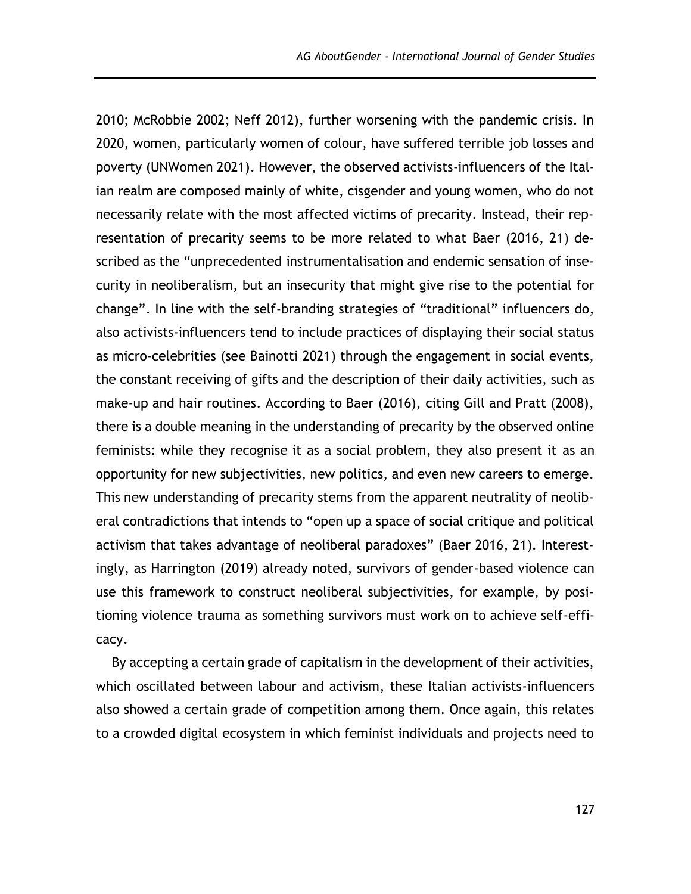2010; McRobbie 2002; Neff 2012), further worsening with the pandemic crisis. In 2020, women, particularly women of colour, have suffered terrible job losses and poverty (UNWomen 2021). However, the observed activists-influencers of the Italian realm are composed mainly of white, cisgender and young women, who do not necessarily relate with the most affected victims of precarity. Instead, their representation of precarity seems to be more related to what Baer (2016, 21) described as the "unprecedented instrumentalisation and endemic sensation of insecurity in neoliberalism, but an insecurity that might give rise to the potential for change". In line with the self-branding strategies of "traditional" influencers do, also activists-influencers tend to include practices of displaying their social status as micro-celebrities (see Bainotti 2021) through the engagement in social events, the constant receiving of gifts and the description of their daily activities, such as make-up and hair routines. According to Baer (2016), citing Gill and Pratt (2008), there is a double meaning in the understanding of precarity by the observed online feminists: while they recognise it as a social problem, they also present it as an opportunity for new subjectivities, new politics, and even new careers to emerge. This new understanding of precarity stems from the apparent neutrality of neoliberal contradictions that intends to "open up a space of social critique and political activism that takes advantage of neoliberal paradoxes" (Baer 2016, 21). Interestingly, as Harrington (2019) already noted, survivors of gender-based violence can use this framework to construct neoliberal subjectivities, for example, by positioning violence trauma as something survivors must work on to achieve self-efficacy.

By accepting a certain grade of capitalism in the development of their activities, which oscillated between labour and activism, these Italian activists-influencers also showed a certain grade of competition among them. Once again, this relates to a crowded digital ecosystem in which feminist individuals and projects need to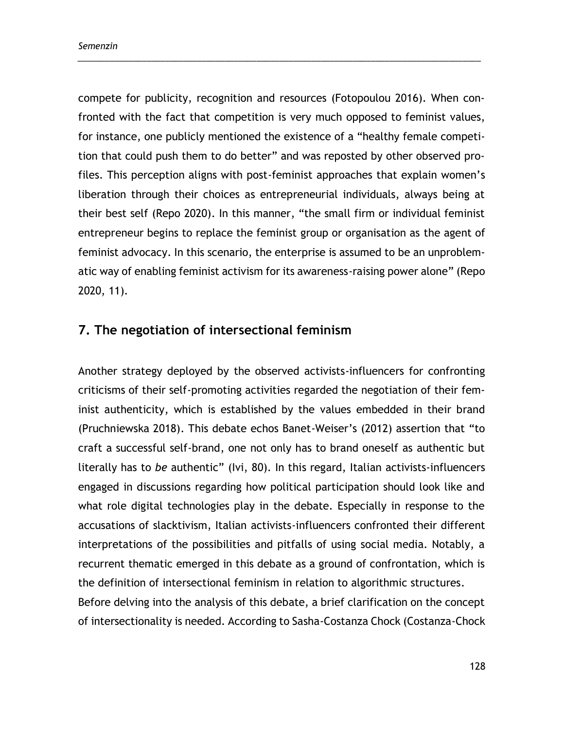compete for publicity, recognition and resources (Fotopoulou 2016). When confronted with the fact that competition is very much opposed to feminist values, for instance, one publicly mentioned the existence of a "healthy female competition that could push them to do better" and was reposted by other observed profiles. This perception aligns with post-feminist approaches that explain women's liberation through their choices as entrepreneurial individuals, always being at their best self (Repo 2020). In this manner, "the small firm or individual feminist entrepreneur begins to replace the feminist group or organisation as the agent of feminist advocacy. In this scenario, the enterprise is assumed to be an unproblematic way of enabling feminist activism for its awareness-raising power alone" (Repo 2020, 11).

## 7. The negotiation of intersectional feminism

Another strategy deployed by the observed activists-influencers for confronting criticisms of their self-promoting activities regarded the negotiation of their feminist authenticity, which is established by the values embedded in their brand (Pruchniewska 2018). This debate echos Banet-Weiser's (2012) assertion that "to craft a successful self-brand, one not only has to brand oneself as authentic but literally has to *be* authentic" (Ivi, 80). In this regard, Italian activists-influencers engaged in discussions regarding how political participation should look like and what role digital technologies play in the debate. Especially in response to the accusations of slacktivism, Italian activists-influencers confronted their different interpretations of the possibilities and pitfalls of using social media. Notably, a recurrent thematic emerged in this debate as a ground of confrontation, which is the definition of intersectional feminism in relation to algorithmic structures.

Before delving into the analysis of this debate, a brief clarification on the concept of intersectionality is needed. According to Sasha-Costanza Chock (Costanza-Chock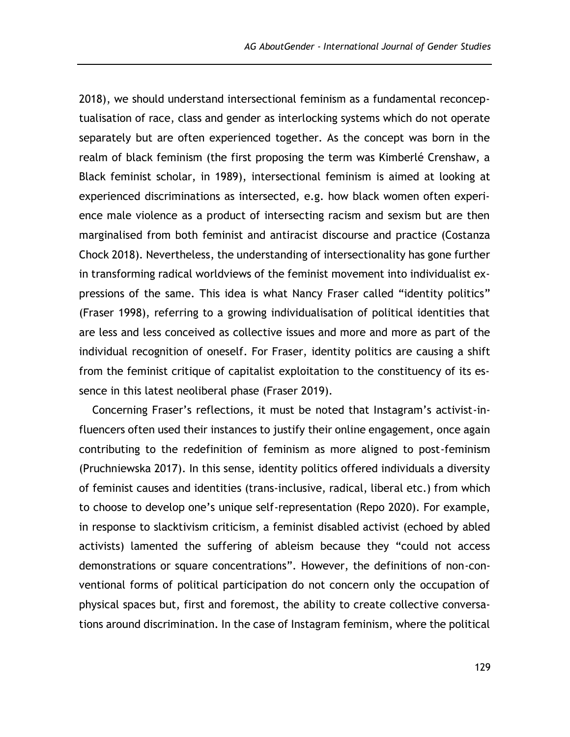2018), we should understand intersectional feminism as a fundamental reconceptualisation of race, class and gender as interlocking systems which do not operate separately but are often experienced together. As the concept was born in the realm of black feminism (the first proposing the term was Kimberlé Crenshaw, a Black feminist scholar, in 1989), intersectional feminism is aimed at looking at experienced discriminations as intersected, e.g. how black women often experience male violence as a product of intersecting racism and sexism but are then marginalised from both feminist and antiracist discourse and practice (Costanza Chock 2018). Nevertheless, the understanding of intersectionality has gone further in transforming radical worldviews of the feminist movement into individualist expressions of the same. This idea is what Nancy Fraser called "identity politics" (Fraser 1998), referring to a growing individualisation of political identities that are less and less conceived as collective issues and more and more as part of the individual recognition of oneself. For Fraser, identity politics are causing a shift from the feminist critique of capitalist exploitation to the constituency of its essence in this latest neoliberal phase (Fraser 2019).

Concerning Fraser's reflections, it must be noted that Instagram's activist-influencers often used their instances to justify their online engagement, once again contributing to the redefinition of feminism as more aligned to post-feminism (Pruchniewska 2017). In this sense, identity politics offered individuals a diversity of feminist causes and identities (trans-inclusive, radical, liberal etc.) from which to choose to develop one's unique self-representation (Repo 2020). For example, in response to slacktivism criticism, a feminist disabled activist (echoed by abled activists) lamented the suffering of ableism because they "could not access demonstrations or square concentrations". However, the definitions of non-conventional forms of political participation do not concern only the occupation of physical spaces but, first and foremost, the ability to create collective conversations around discrimination. In the case of Instagram feminism, where the political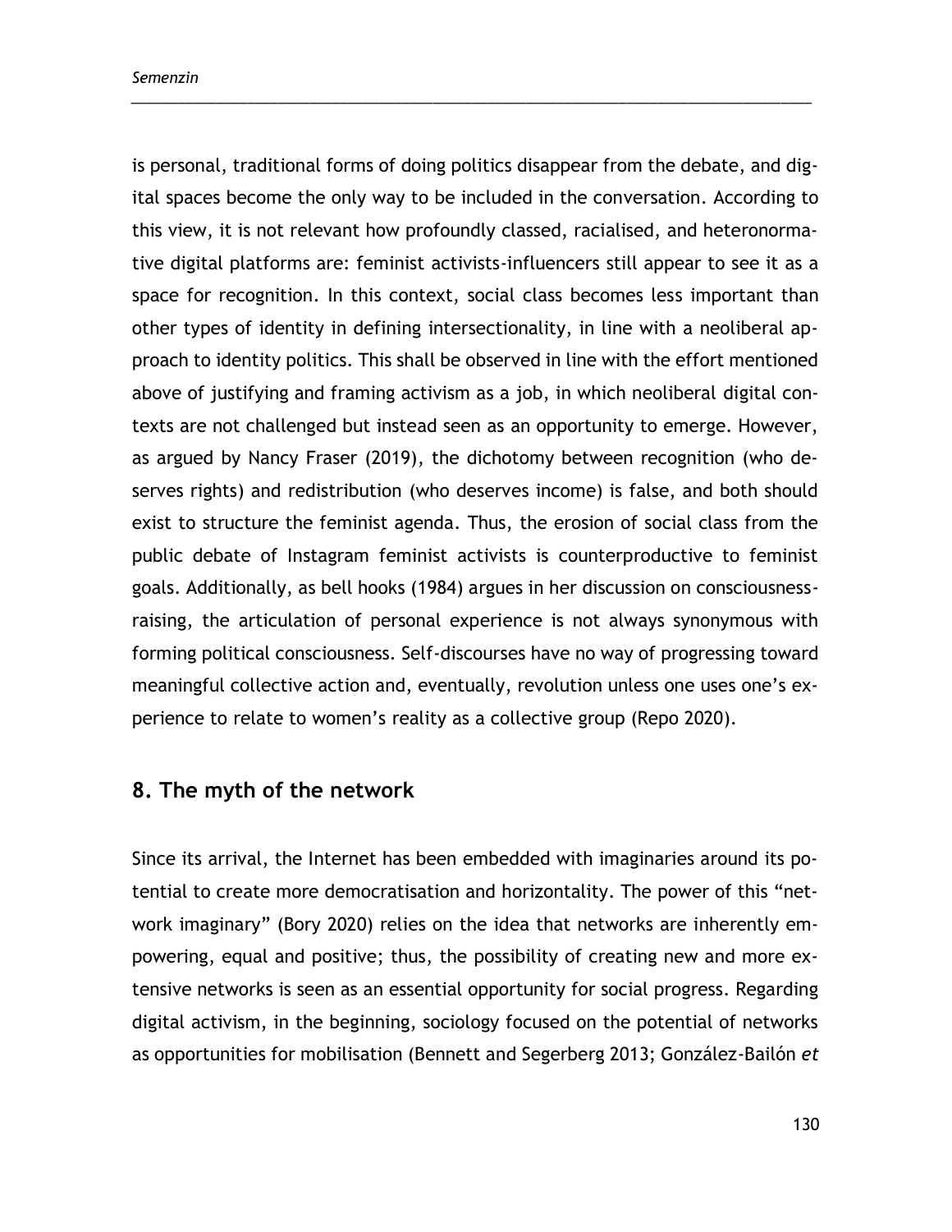is personal, traditional forms of doing politics disappear from the debate, and digital spaces become the only way to be included in the conversation. According to this view, it is not relevant how profoundly classed, racialised, and heteronormative digital platforms are: feminist activists-influencers still appear to see it as a space for recognition. In this context, social class becomes less important than other types of identity in defining intersectionality, in line with a neoliberal approach to identity politics. This shall be observed in line with the effort mentioned above of justifying and framing activism as a job, in which neoliberal digital contexts are not challenged but instead seen as an opportunity to emerge. However, as argued by Nancy Fraser (2019), the dichotomy between recognition (who deserves rights) and redistribution (who deserves income) is false, and both should exist to structure the feminist agenda. Thus, the erosion of social class from the public debate of Instagram feminist activists is counterproductive to feminist goals. Additionally, as bell hooks (1984) argues in her discussion on consciousness-raising, the articulation of personal experience is not always synonymous with forming political consciousness. Self-discourses have no way of progressing toward meaningful collective action and, eventually, revolution unless one uses one's experience to relate to women's reality as a collective group (Repo 2020).

## 8. The myth of the network

Since its arrival, the Internet has been embedded with imaginaries around its potential to create more democratisation and horizontality. The power of this "network imaginary" (Bory 2020) relies on the idea that networks are inherently empowering, equal and positive; thus, the possibility of creating new and more extensive networks is seen as an essential opportunity for social progress. Regarding digital activism, in the beginning, sociology focused on the potential of networks as opportunities for mobilisation (Bennett and Segerberg 2013; González-Bailón *et*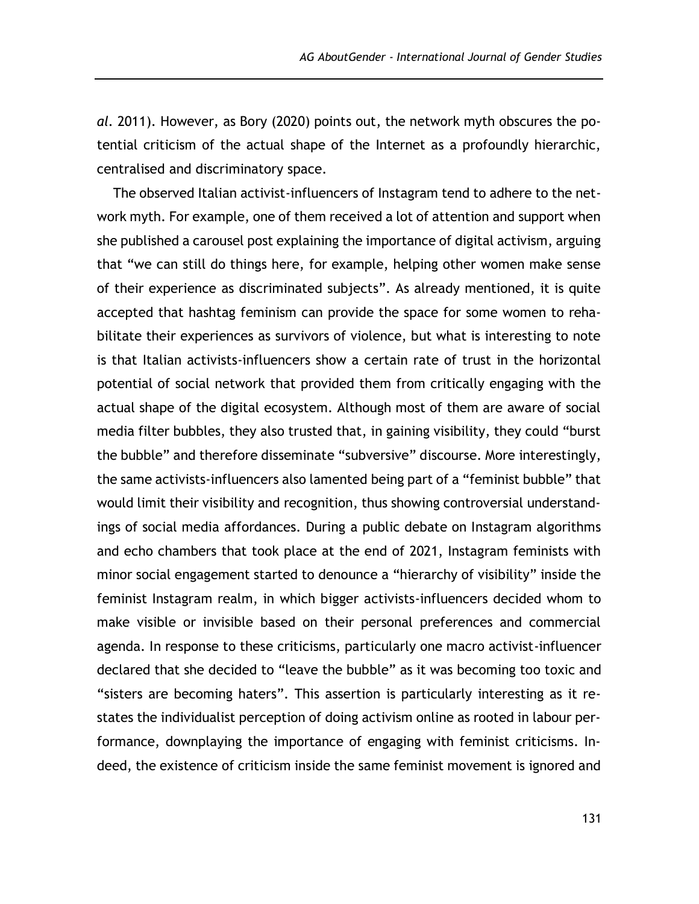*al*. 2011). However, as Bory (2020) points out, the network myth obscures the potential criticism of the actual shape of the Internet as a profoundly hierarchic, centralised and discriminatory space.

The observed Italian activist-influencers of Instagram tend to adhere to the network myth. For example, one of them received a lot of attention and support when she published a carousel post explaining the importance of digital activism, arguing that "we can still do things here, for example, helping other women make sense of their experience as discriminated subjects". As already mentioned, it is quite accepted that hashtag feminism can provide the space for some women to rehabilitate their experiences as survivors of violence, but what is interesting to note is that Italian activists-influencers show a certain rate of trust in the horizontal potential of social network that provided them from critically engaging with the actual shape of the digital ecosystem. Although most of them are aware of social media filter bubbles, they also trusted that, in gaining visibility, they could "burst the bubble" and therefore disseminate "subversive" discourse. More interestingly, the same activists-influencers also lamented being part of a "feminist bubble" that would limit their visibility and recognition, thus showing controversial understandings of social media affordances. During a public debate on Instagram algorithms and echo chambers that took place at the end of 2021, Instagram feminists with minor social engagement started to denounce a "hierarchy of visibility" inside the feminist Instagram realm, in which bigger activists-influencers decided whom to make visible or invisible based on their personal preferences and commercial agenda. In response to these criticisms, particularly one macro activist-influencer declared that she decided to "leave the bubble" as it was becoming too toxic and "sisters are becoming haters". This assertion is particularly interesting as it restates the individualist perception of doing activism online as rooted in labour performance, downplaying the importance of engaging with feminist criticisms. Indeed, the existence of criticism inside the same feminist movement is ignored and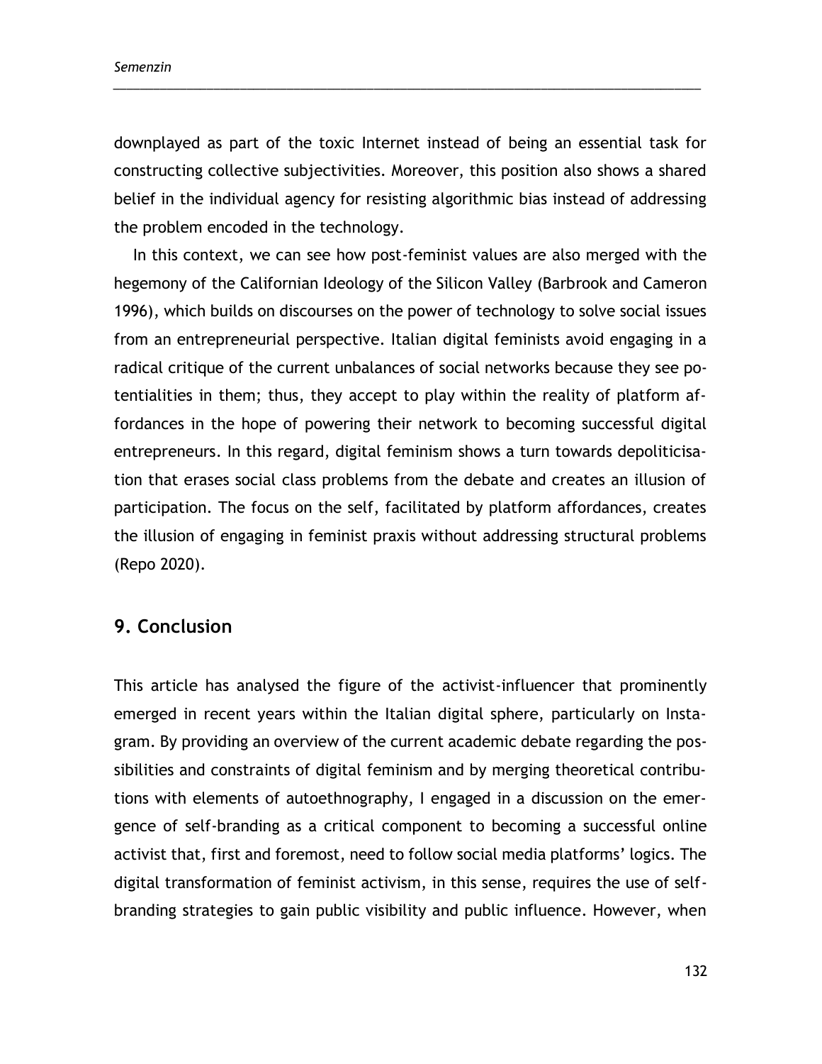downplayed as part of the toxic Internet instead of being an essential task for constructing collective subjectivities. Moreover, this position also shows a shared belief in the individual agency for resisting algorithmic bias instead of addressing the problem encoded in the technology.

In this context, we can see how post-feminist values are also merged with the hegemony of the Californian Ideology of the Silicon Valley (Barbrook and Cameron 1996), which builds on discourses on the power of technology to solve social issues from an entrepreneurial perspective. Italian digital feminists avoid engaging in a radical critique of the current unbalances of social networks because they see potentialities in them; thus, they accept to play within the reality of platform affordances in the hope of powering their network to becoming successful digital entrepreneurs. In this regard, digital feminism shows a turn towards depoliticisation that erases social class problems from the debate and creates an illusion of participation. The focus on the self, facilitated by platform affordances, creates the illusion of engaging in feminist praxis without addressing structural problems (Repo 2020).

## 9. Conclusion

This article has analysed the figure of the activist-influencer that prominently emerged in recent years within the Italian digital sphere, particularly on Instagram. By providing an overview of the current academic debate regarding the possibilities and constraints of digital feminism and by merging theoretical contributions with elements of autoethnography, I engaged in a discussion on the emergence of self-branding as a critical component to becoming a successful online activist that, first and foremost, need to follow social media platforms' logics. The digital transformation of feminist activism, in this sense, requires the use of self-branding strategies to gain public visibility and public influence. However, when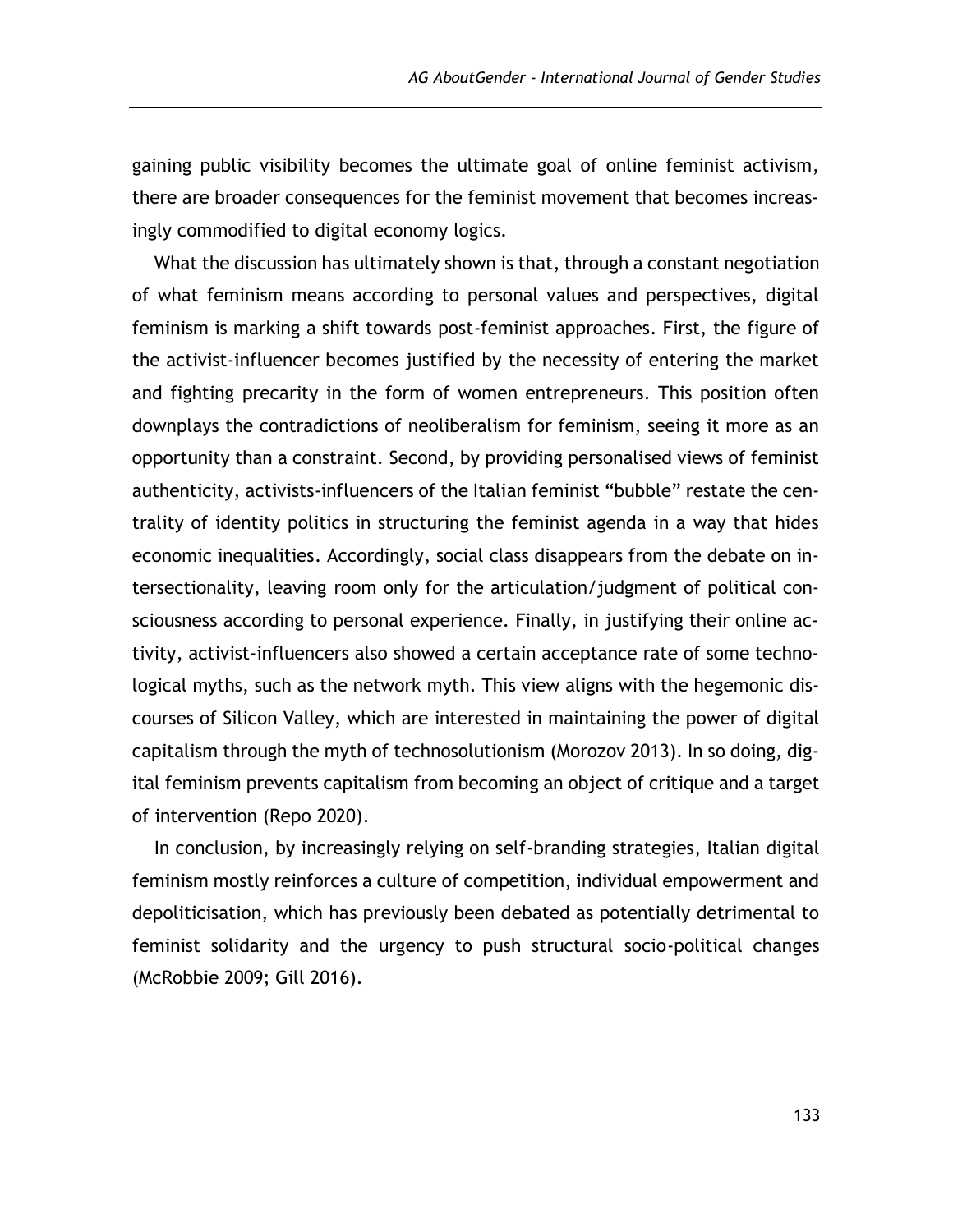gaining public visibility becomes the ultimate goal of online feminist activism, there are broader consequences for the feminist movement that becomes increasingly commodified to digital economy logics.

What the discussion has ultimately shown is that, through a constant negotiation of what feminism means according to personal values and perspectives, digital feminism is marking a shift towards post-feminist approaches. First, the figure of the activist-influencer becomes justified by the necessity of entering the market and fighting precarity in the form of women entrepreneurs. This position often downplays the contradictions of neoliberalism for feminism, seeing it more as an opportunity than a constraint. Second, by providing personalised views of feminist authenticity, activists-influencers of the Italian feminist "bubble" restate the centrality of identity politics in structuring the feminist agenda in a way that hides economic inequalities. Accordingly, social class disappears from the debate on intersectionality, leaving room only for the articulation/judgment of political consciousness according to personal experience. Finally, in justifying their online activity, activist-influencers also showed a certain acceptance rate of some technological myths, such as the network myth. This view aligns with the hegemonic discourses of Silicon Valley, which are interested in maintaining the power of digital capitalism through the myth of technosolutionism (Morozov 2013). In so doing, digital feminism prevents capitalism from becoming an object of critique and a target of intervention (Repo 2020).

In conclusion, by increasingly relying on self-branding strategies, Italian digital feminism mostly reinforces a culture of competition, individual empowerment and depoliticisation, which has previously been debated as potentially detrimental to feminist solidarity and the urgency to push structural socio-political changes (McRobbie 2009; Gill 2016).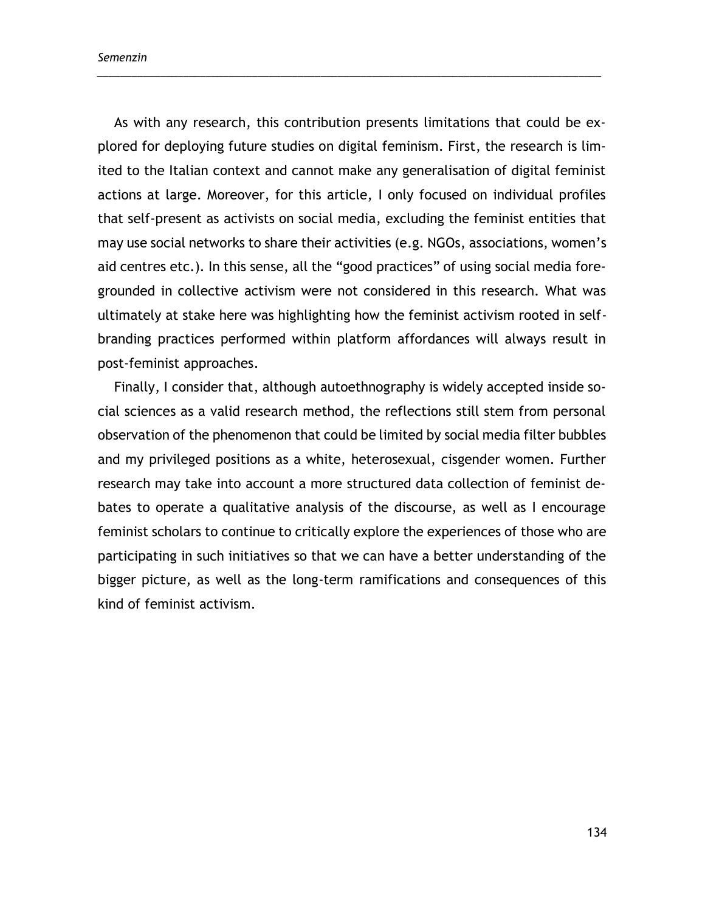As with any research, this contribution presents limitations that could be explored for deploying future studies on digital feminism. First, the research is limited to the Italian context and cannot make any generalisation of digital feminist actions at large. Moreover, for this article, I only focused on individual profiles that self-present as activists on social media, excluding the feminist entities that may use social networks to share their activities (e.g. NGOs, associations, women's aid centres etc.). In this sense, all the "good practices" of using social media foregrounded in collective activism were not considered in this research. What was ultimately at stake here was highlighting how the feminist activism rooted in self-branding practices performed within platform affordances will always result in post-feminist approaches.

Finally, I consider that, although autoethnography is widely accepted inside social sciences as a valid research method, the reflections still stem from personal observation of the phenomenon that could be limited by social media filter bubbles and my privileged positions as a white, heterosexual, cisgender women. Further research may take into account a more structured data collection of feminist debates to operate a qualitative analysis of the discourse, as well as I encourage feminist scholars to continue to critically explore the experiences of those who are participating in such initiatives so that we can have a better understanding of the bigger picture, as well as the long-term ramifications and consequences of this kind of feminist activism.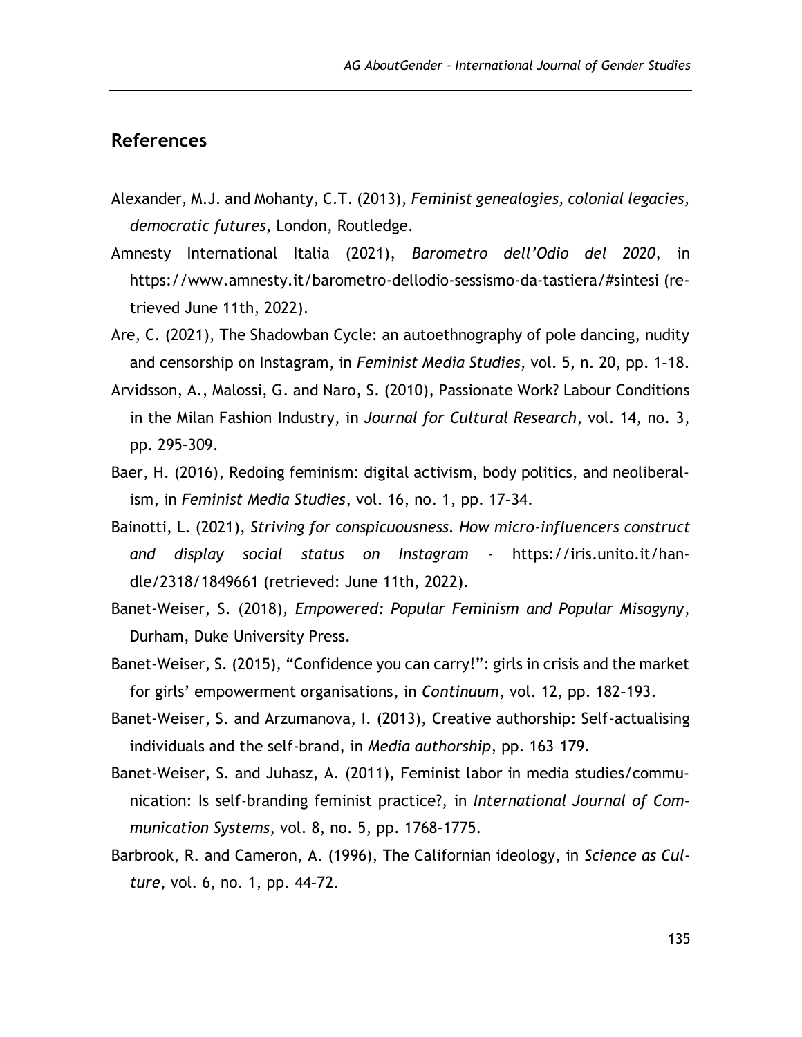## References

Alexander, M.J. and Mohanty, C.T. (2013), *Feminist genealogies, colonial legacies, democratic futures*, London, Routledge.

Amnesty International Italia (2021), *Barometro dell'Odio del 2020*, in https://www.amnesty.it/barometro-dellodio-sessismo-da-tastiera/#sintesi (retrieved June 11th, 2022).

Are, C. (2021), The Shadowban Cycle: an autoethnography of pole dancing, nudity and censorship on Instagram, in *Feminist Media Studies*, vol. 5, n. 20, pp. 1–18.

Arvidsson, A., Malossi, G. and Naro, S. (2010), Passionate Work? Labour Conditions in the Milan Fashion Industry, in *Journal for Cultural Research*, vol. 14, no. 3, pp. 295–309.

Baer, H. (2016), Redoing feminism: digital activism, body politics, and neoliberalism, in *Feminist Media Studies*, vol. 16, no. 1, pp. 17–34.

Bainotti, L. (2021), *Striving for conspicuousness. How micro-influencers construct and display social status on Instagram* - https://iris.unito.it/handle/2318/1849661 (retrieved: June 11th, 2022).

Banet-Weiser, S. (2018), *Empowered: Popular Feminism and Popular Misogyny*, Durham, Duke University Press.

Banet-Weiser, S. (2015), "Confidence you can carry!": girls in crisis and the market for girls' empowerment organisations, in *Continuum*, vol. 12, pp. 182–193.

Banet-Weiser, S. and Arzumanova, I. (2013), Creative authorship: Self-actualising individuals and the self-brand, in *Media authorship*, pp. 163–179.

Banet-Weiser, S. and Juhasz, A. (2011), Feminist labor in media studies/communication: Is self-branding feminist practice?, in *International Journal of Communication Systems*, vol. 8, no. 5, pp. 1768–1775.

Barbrook, R. and Cameron, A. (1996), The Californian ideology, in *Science as Culture*, vol. 6, no. 1, pp. 44–72.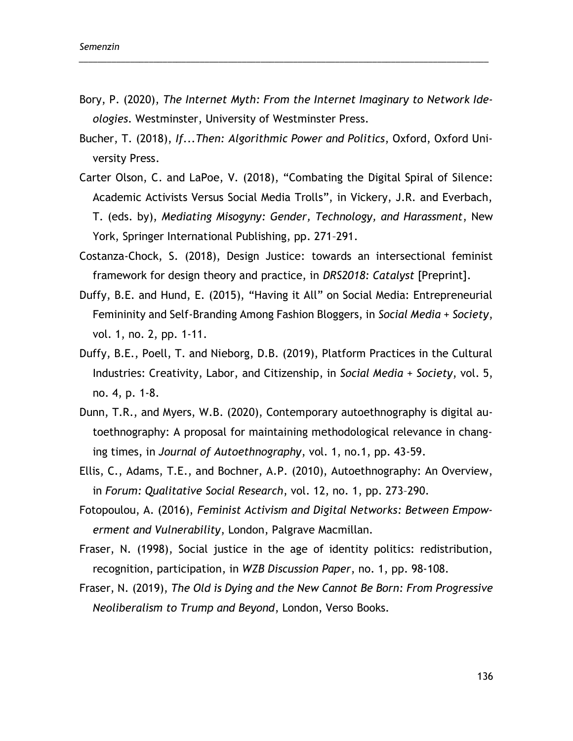Bory, P. (2020), *The Internet Myth: From the Internet Imaginary to Network Ideologies*. Westminster, University of Westminster Press.

Bucher, T. (2018), *If...Then: Algorithmic Power and Politics*, Oxford, Oxford University Press.

Carter Olson, C. and LaPoe, V. (2018), "Combating the Digital Spiral of Silence: Academic Activists Versus Social Media Trolls", in Vickery, J.R. and Everbach, T. (eds. by), *Mediating Misogyny: Gender, Technology, and Harassment*, New York, Springer International Publishing, pp. 271–291.

Costanza-Chock, S. (2018), Design Justice: towards an intersectional feminist framework for design theory and practice, in *DRS2018: Catalyst* [Preprint].

Duffy, B.E. and Hund, E. (2015), "Having it All" on Social Media: Entrepreneurial Femininity and Self-Branding Among Fashion Bloggers, in *Social Media + Society*, vol. 1, no. 2, pp. 1-11.

Duffy, B.E., Poell, T. and Nieborg, D.B. (2019), Platform Practices in the Cultural Industries: Creativity, Labor, and Citizenship, in *Social Media + Society*, vol. 5, no. 4, p. 1-8.

Dunn, T.R., and Myers, W.B. (2020), Contemporary autoethnography is digital autoethnography: A proposal for maintaining methodological relevance in changing times, in *Journal of Autoethnography*, vol. 1, no.1, pp. 43-59.

Ellis, C., Adams, T.E., and Bochner, A.P. (2010), Autoethnography: An Overview, in *Forum: Qualitative Social Research*, vol. 12, no. 1, pp. 273–290.

Fotopoulou, A. (2016), *Feminist Activism and Digital Networks: Between Empowerment and Vulnerability*, London, Palgrave Macmillan.

Fraser, N. (1998), Social justice in the age of identity politics: redistribution, recognition, participation, in *WZB Discussion Paper*, no. 1, pp. 98-108.

Fraser, N. (2019), *The Old is Dying and the New Cannot Be Born: From Progressive Neoliberalism to Trump and Beyond*, London, Verso Books.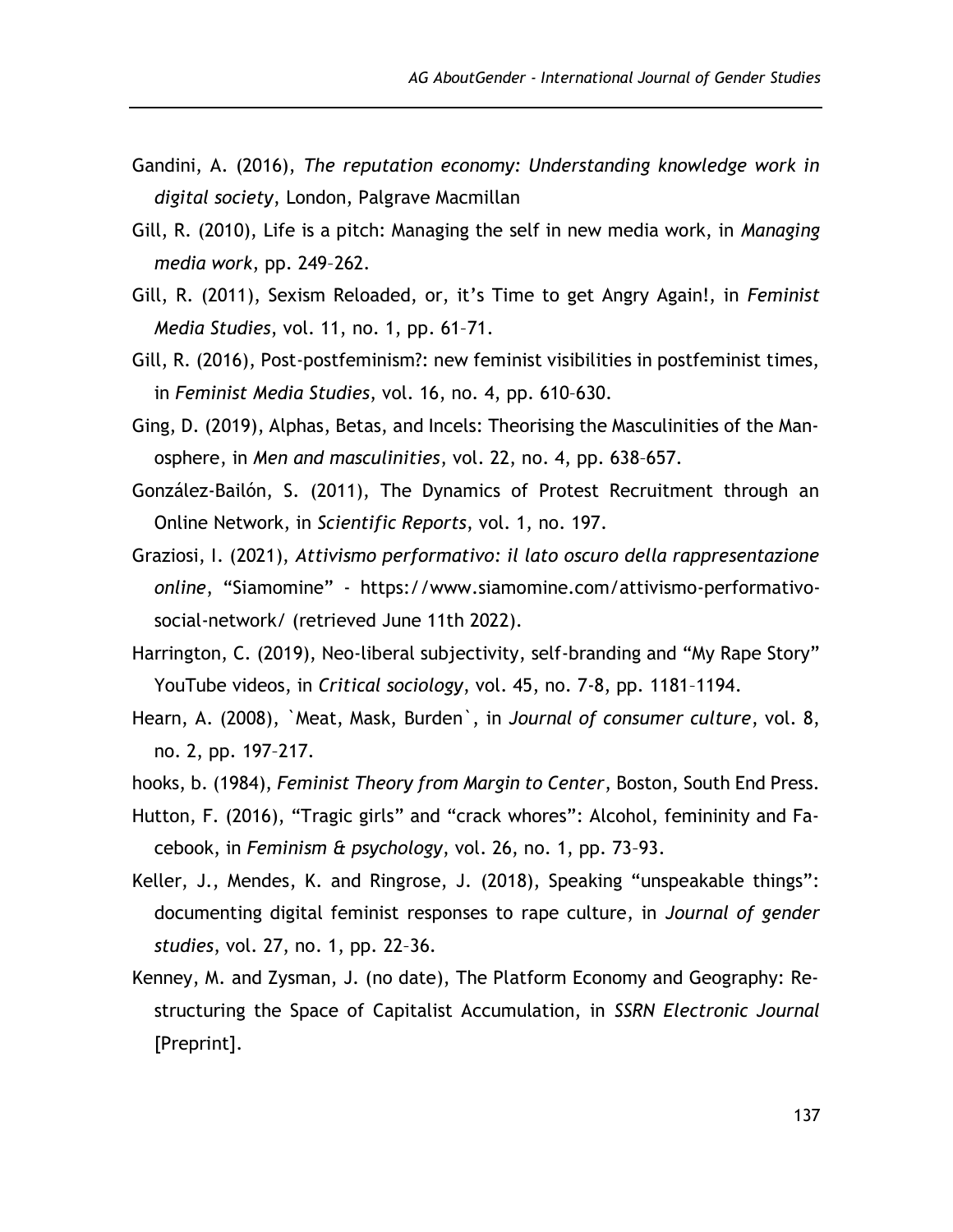Gandini, A. (2016), *The reputation economy: Understanding knowledge work in digital society*, London, Palgrave Macmillan

Gill, R. (2010), Life is a pitch: Managing the self in new media work, in *Managing media work*, pp. 249–262.

Gill, R. (2011), Sexism Reloaded, or, it's Time to get Angry Again!, in *Feminist Media Studies*, vol. 11, no. 1, pp. 61–71.

Gill, R. (2016), Post-postfeminism?: new feminist visibilities in postfeminist times, in *Feminist Media Studies*, vol. 16, no. 4, pp. 610–630.

Ging, D. (2019), Alphas, Betas, and Incels: Theorising the Masculinities of the Manosphere, in *Men and masculinities*, vol. 22, no. 4, pp. 638–657.

González-Bailón, S. (2011), The Dynamics of Protest Recruitment through an Online Network, in *Scientific Reports*, vol. 1, no. 197.

Graziosi, I. (2021), *Attivismo performativo: il lato oscuro della rappresentazione online*, "Siamomine" - https://www.siamomine.com/attivismo-performativo-social-network/ (retrieved June 11th 2022).

Harrington, C. (2019), Neo-liberal subjectivity, self-branding and "My Rape Story" YouTube videos, in *Critical sociology*, vol. 45, no. 7-8, pp. 1181–1194.

Hearn, A. (2008), `Meat, Mask, Burden`, in *Journal of consumer culture*, vol. 8, no. 2, pp. 197–217.

hooks, b. (1984), *Feminist Theory from Margin to Center*, Boston, South End Press.

Hutton, F. (2016), "Tragic girls" and "crack whores": Alcohol, femininity and Facebook, in *Feminism & psychology*, vol. 26, no. 1, pp. 73–93.

Keller, J., Mendes, K. and Ringrose, J. (2018), Speaking "unspeakable things": documenting digital feminist responses to rape culture, in *Journal of gender studies*, vol. 27, no. 1, pp. 22–36.

Kenney, M. and Zysman, J. (no date), The Platform Economy and Geography: Restructuring the Space of Capitalist Accumulation, in *SSRN Electronic Journal* [Preprint].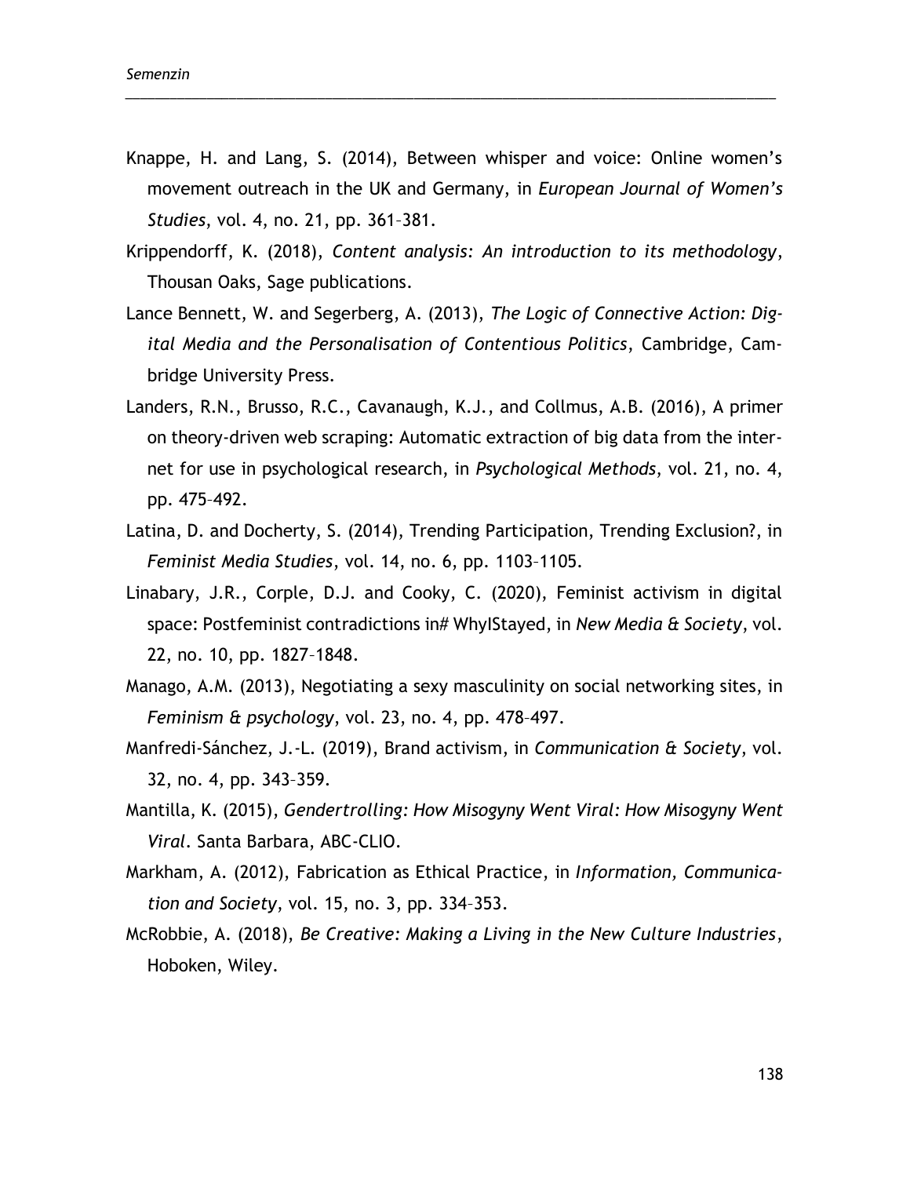Knappe, H. and Lang, S. (2014), Between whisper and voice: Online women's movement outreach in the UK and Germany, in *European Journal of Women's Studies*, vol. 4, no. 21, pp. 361–381.

Krippendorff, K. (2018), *Content analysis: An introduction to its methodology*, Thousan Oaks, Sage publications.

Lance Bennett, W. and Segerberg, A. (2013), *The Logic of Connective Action: Digital Media and the Personalisation of Contentious Politics*, Cambridge, Cambridge University Press.

Landers, R.N., Brusso, R.C., Cavanaugh, K.J., and Collmus, A.B. (2016), A primer on theory-driven web scraping: Automatic extraction of big data from the internet for use in psychological research, in *Psychological Methods*, vol. 21, no. 4, pp. 475–492.

Latina, D. and Docherty, S. (2014), Trending Participation, Trending Exclusion?, in *Feminist Media Studies*, vol. 14, no. 6, pp. 1103–1105.

Linabary, J.R., Corple, D.J. and Cooky, C. (2020), Feminist activism in digital space: Postfeminist contradictions in# WhyIStayed, in *New Media & Society*, vol. 22, no. 10, pp. 1827–1848.

Manago, A.M. (2013), Negotiating a sexy masculinity on social networking sites, in *Feminism & psychology*, vol. 23, no. 4, pp. 478–497.

Manfredi-Sánchez, J.-L. (2019), Brand activism, in *Communication & Society*, vol. 32, no. 4, pp. 343–359.

Mantilla, K. (2015), *Gendertrolling: How Misogyny Went Viral: How Misogyny Went Viral*. Santa Barbara, ABC-CLIO.

Markham, A. (2012), Fabrication as Ethical Practice, in *Information, Communication and Society*, vol. 15, no. 3, pp. 334–353.

McRobbie, A. (2018), *Be Creative: Making a Living in the New Culture Industries*, Hoboken, Wiley.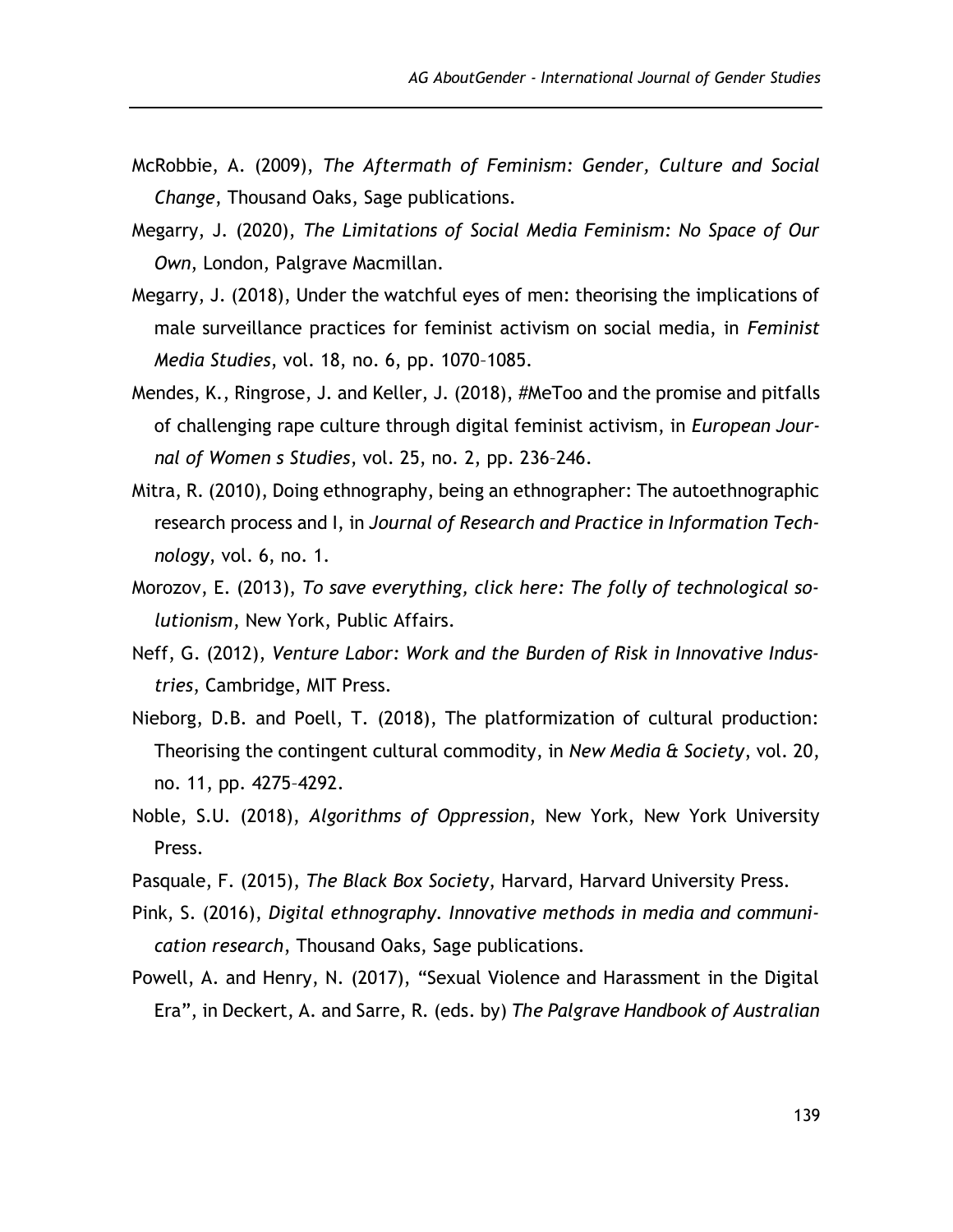McRobbie, A. (2009), *The Aftermath of Feminism: Gender, Culture and Social Change*, Thousand Oaks, Sage publications.

Megarry, J. (2020), *The Limitations of Social Media Feminism: No Space of Our Own*, London, Palgrave Macmillan.

Megarry, J. (2018), Under the watchful eyes of men: theorising the implications of male surveillance practices for feminist activism on social media, in *Feminist Media Studies*, vol. 18, no. 6, pp. 1070–1085.

Mendes, K., Ringrose, J. and Keller, J. (2018), #MeToo and the promise and pitfalls of challenging rape culture through digital feminist activism, in *European Journal of Women s Studies*, vol. 25, no. 2, pp. 236–246.

Mitra, R. (2010), Doing ethnography, being an ethnographer: The autoethnographic research process and I, in *Journal of Research and Practice in Information Technology*, vol. 6, no. 1.

Morozov, E. (2013), *To save everything, click here: The folly of technological solutionism*, New York, Public Affairs.

Neff, G. (2012), *Venture Labor: Work and the Burden of Risk in Innovative Industries*, Cambridge, MIT Press.

Nieborg, D.B. and Poell, T. (2018), The platformization of cultural production: Theorising the contingent cultural commodity, in *New Media & Society*, vol. 20, no. 11, pp. 4275–4292.

Noble, S.U. (2018), *Algorithms of Oppression*, New York, New York University Press.

Pasquale, F. (2015), *The Black Box Society*, Harvard, Harvard University Press.

Pink, S. (2016), *Digital ethnography. Innovative methods in media and communication research*, Thousand Oaks, Sage publications.

Powell, A. and Henry, N. (2017), "Sexual Violence and Harassment in the Digital Era", in Deckert, A. and Sarre, R. (eds. by) *The Palgrave Handbook of Australian*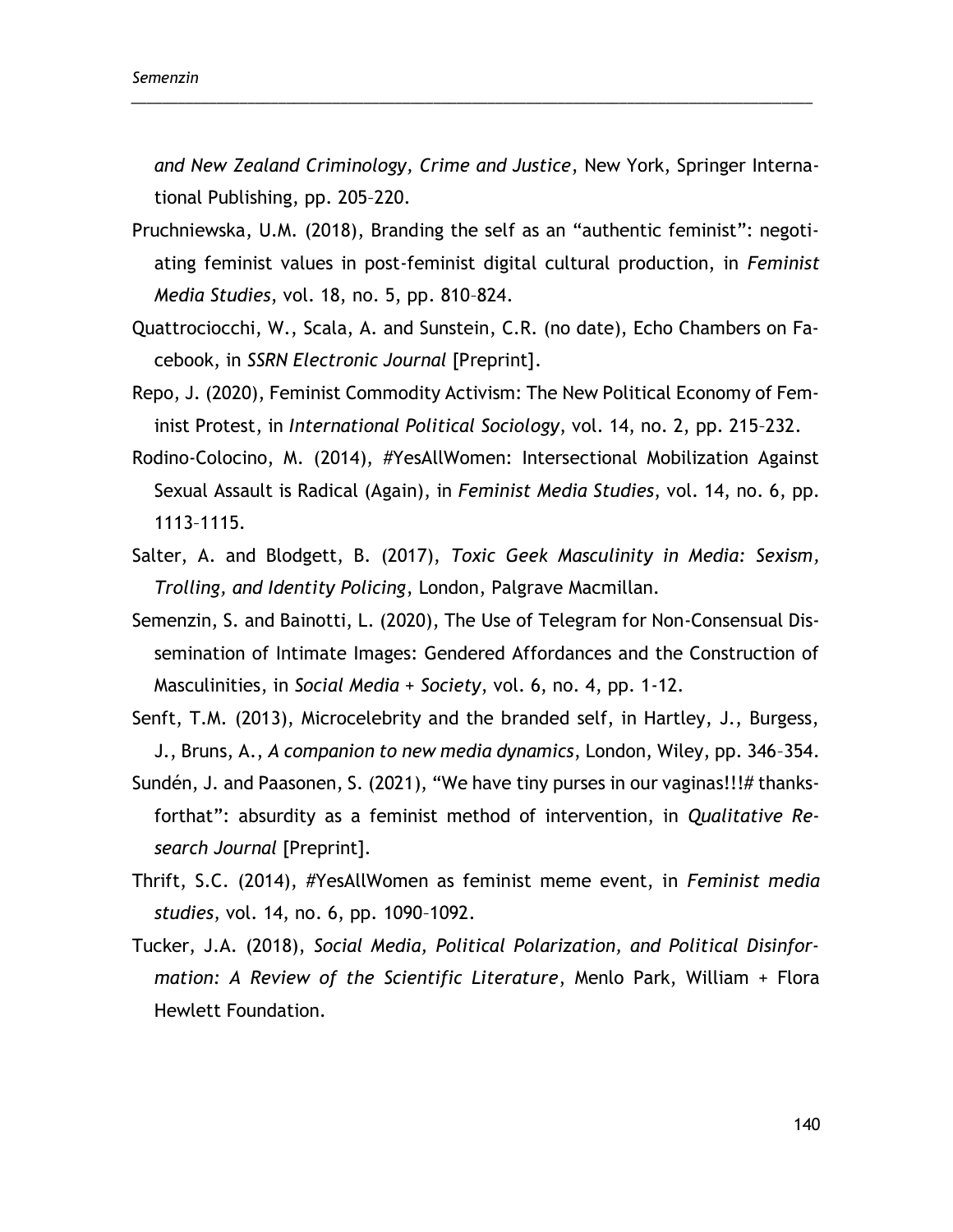*and New Zealand Criminology, Crime and Justice*, New York, Springer International Publishing, pp. 205–220.

Pruchniewska, U.M. (2018), Branding the self as an “authentic feminist”: negotiating feminist values in post-feminist digital cultural production, in *Feminist Media Studies*, vol. 18, no. 5, pp. 810–824.

Quattrociocchi, W., Scala, A. and Sunstein, C.R. (no date), Echo Chambers on Facebook, in *SSRN Electronic Journal* [Preprint].

Repo, J. (2020), Feminist Commodity Activism: The New Political Economy of Feminist Protest, in *International Political Sociology*, vol. 14, no. 2, pp. 215–232.

Rodino-Colocino, M. (2014), #YesAllWomen: Intersectional Mobilization Against Sexual Assault is Radical (Again), in *Feminist Media Studies*, vol. 14, no. 6, pp. 1113–1115.

Salter, A. and Blodgett, B. (2017), *Toxic Geek Masculinity in Media: Sexism, Trolling, and Identity Policing*, London, Palgrave Macmillan.

Semenzin, S. and Bainotti, L. (2020), The Use of Telegram for Non-Consensual Dissemination of Intimate Images: Gendered Affordances and the Construction of Masculinities, in *Social Media + Society*, vol. 6, no. 4, pp. 1-12.

Senft, T.M. (2013), Microcelebrity and the branded self, in Hartley, J., Burgess, J., Bruns, A., *A companion to new media dynamics*, London, Wiley, pp. 346–354.

Sundén, J. and Paasonen, S. (2021), “We have tiny purses in our vaginas!!!# thanksforthat”: absurdity as a feminist method of intervention, in *Qualitative Research Journal* [Preprint].

Thrift, S.C. (2014), #YesAllWomen as feminist meme event, in *Feminist media studies*, vol. 14, no. 6, pp. 1090–1092.

Tucker, J.A. (2018), *Social Media, Political Polarization, and Political Disinformation: A Review of the Scientific Literature*, Menlo Park, William + Flora Hewlett Foundation.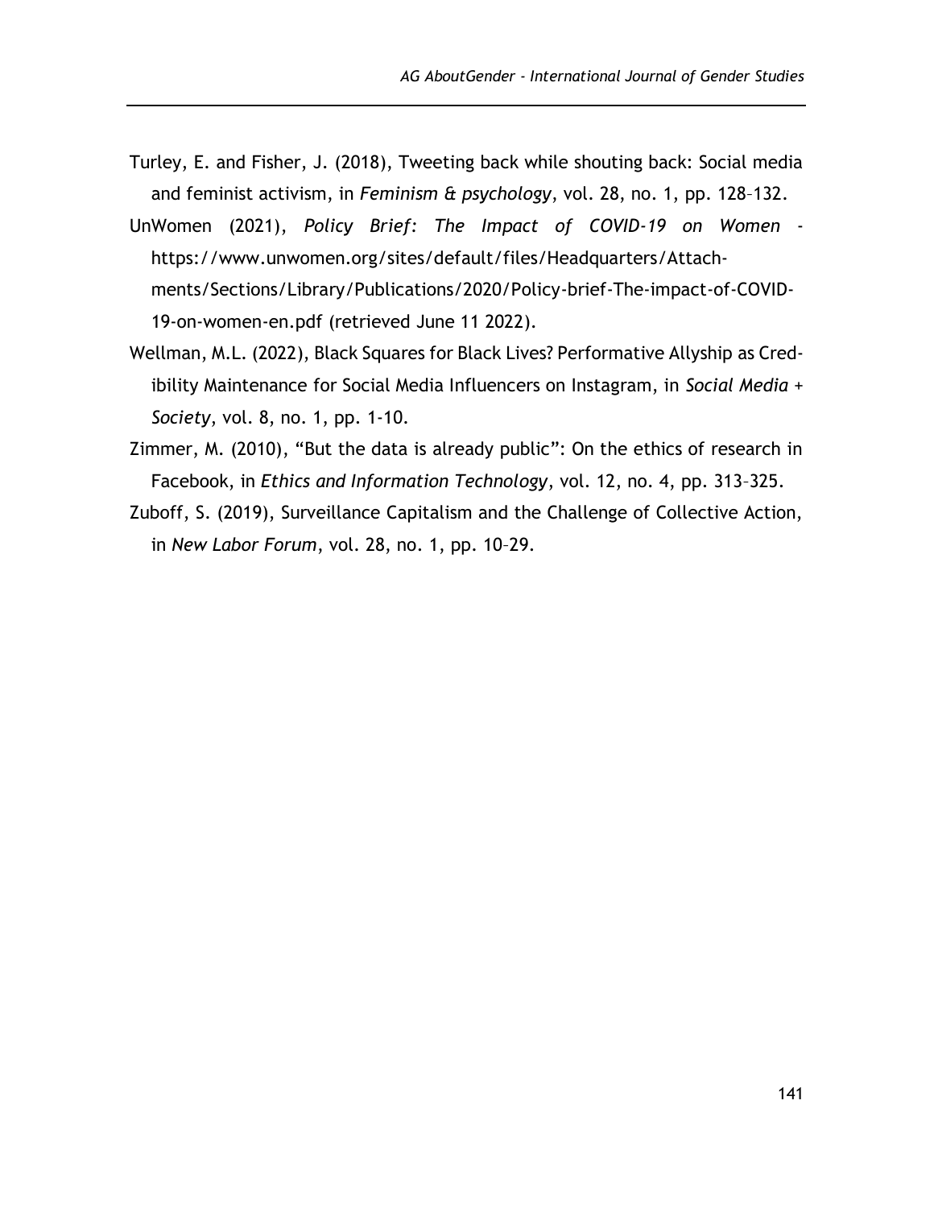Turley, E. and Fisher, J. (2018), Tweeting back while shouting back: Social media and feminist activism, in *Feminism & psychology*, vol. 28, no. 1, pp. 128–132.

UnWomen (2021), *Policy Brief: The Impact of COVID-19 on Women* - https://www.unwomen.org/sites/default/files/Headquarters/Attachments/Sections/Library/Publications/2020/Policy-brief-The-impact-of-COVID-19-on-women-en.pdf (retrieved June 11 2022).

Wellman, M.L. (2022), Black Squares for Black Lives? Performative Allyship as Credibility Maintenance for Social Media Influencers on Instagram, in *Social Media + Society*, vol. 8, no. 1, pp. 1-10.

Zimmer, M. (2010), "But the data is already public": On the ethics of research in Facebook, in *Ethics and Information Technology*, vol. 12, no. 4, pp. 313–325.

Zuboff, S. (2019), Surveillance Capitalism and the Challenge of Collective Action, in *New Labor Forum*, vol. 28, no. 1, pp. 10–29.